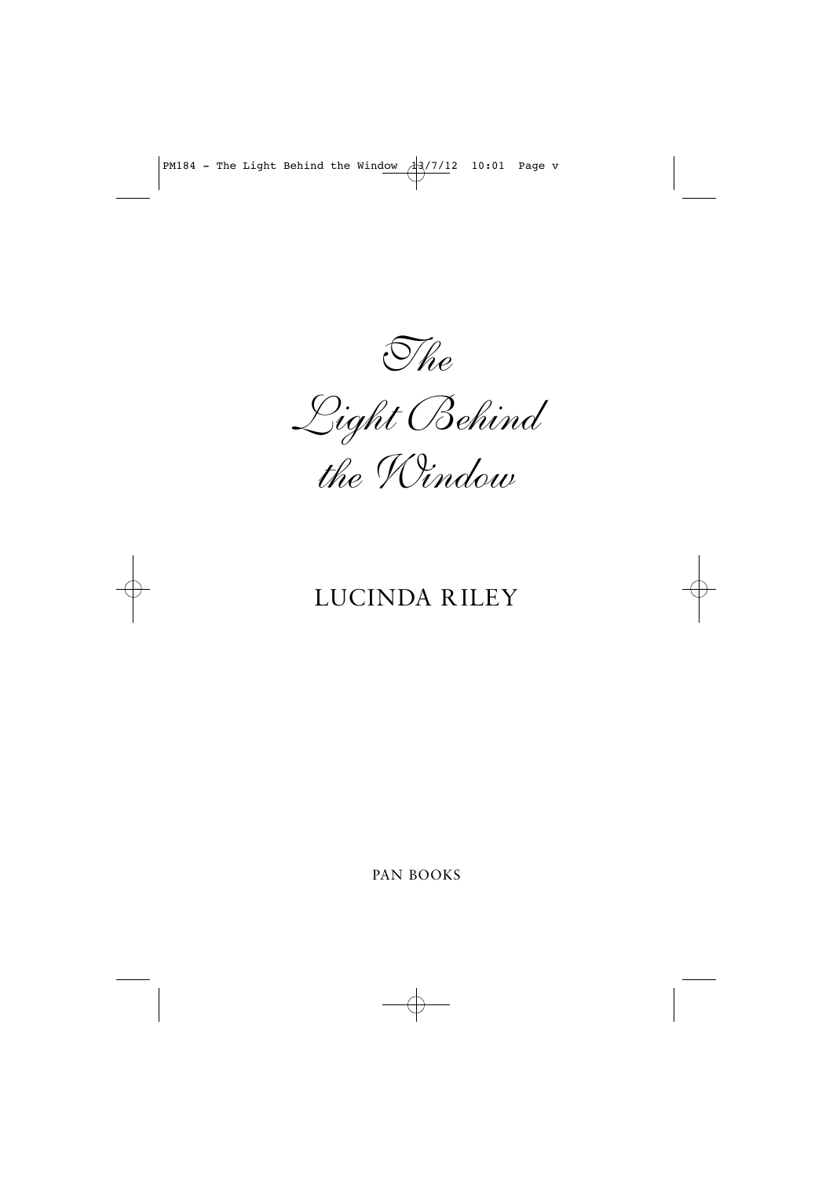# The Light Behind the Window

## LUCINDA RILEY

PAN BOOKS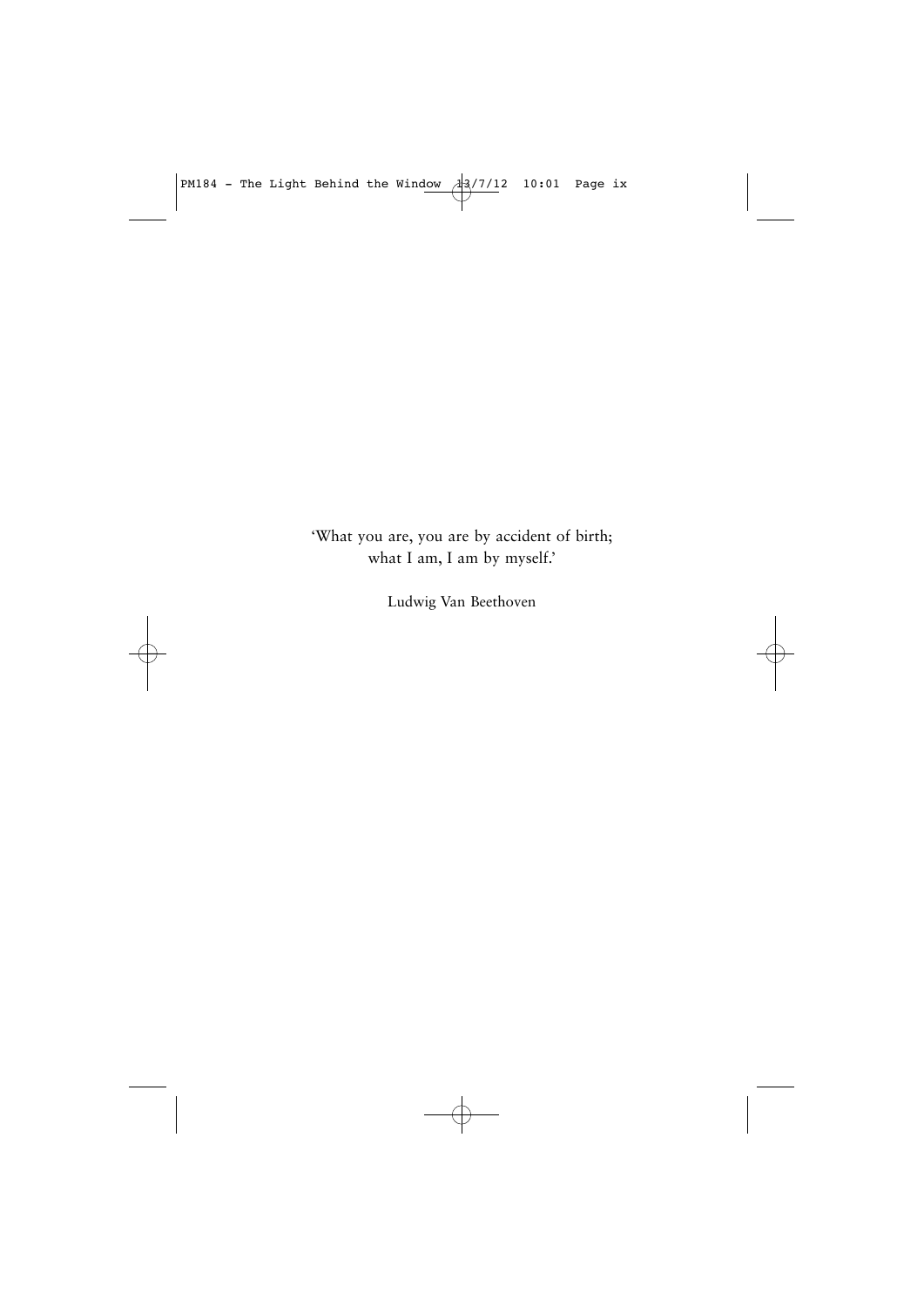'What you are, you are by accident of birth;
what I am, I am by myself.'

Ludwig Van Beethoven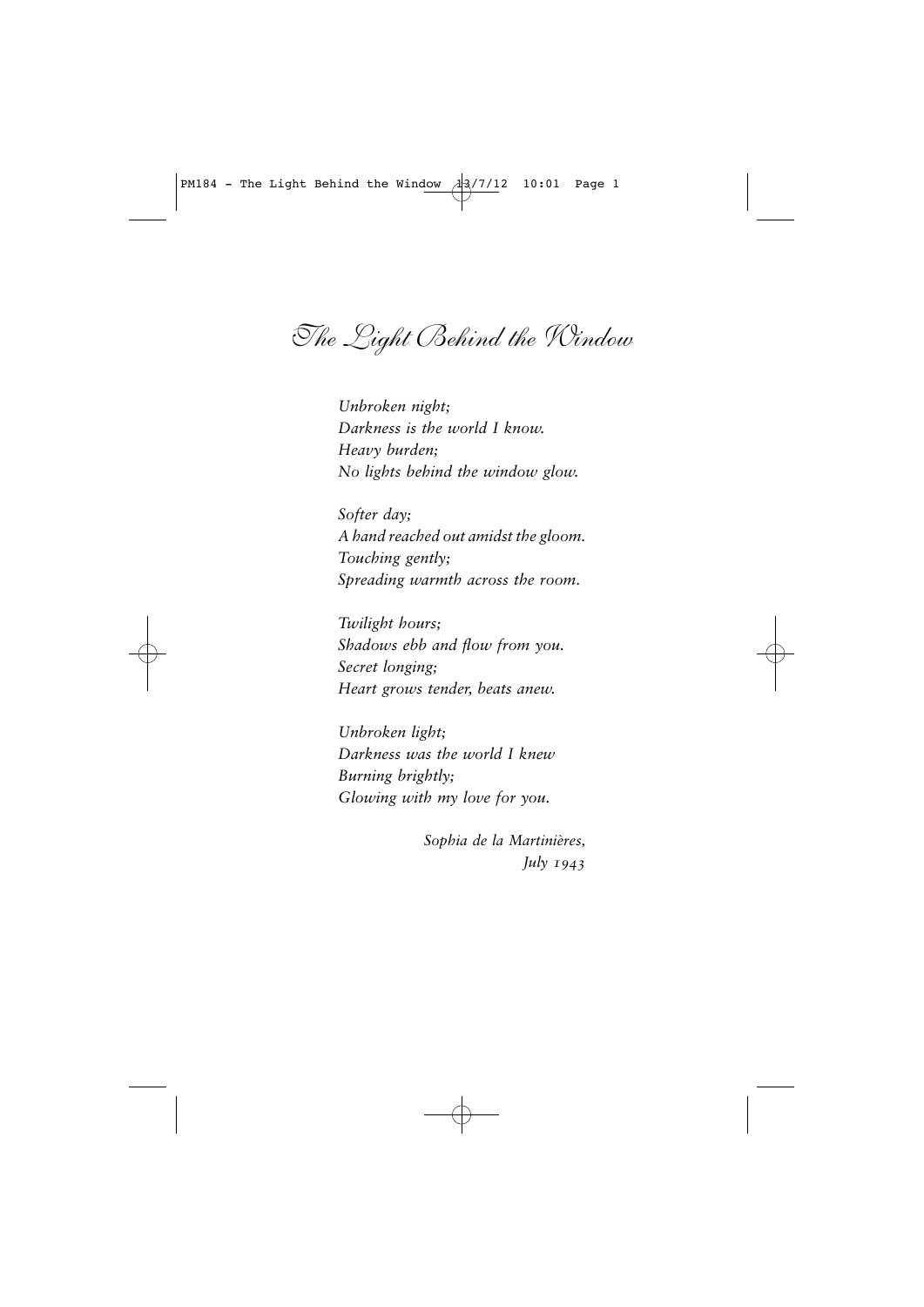# The Light Behind the Window

*Unbroken night;*
*Darkness is the world I know.*
*Heavy burden;*
*No lights behind the window glow.*

*Softer day;*
*A hand reached out amidst the gloom.*
*Touching gently;*
*Spreading warmth across the room.*

*Twilight hours;*
*Shadows ebb and flow from you.*
*Secret longing;*
*Heart grows tender, beats anew.*

*Unbroken light;*
*Darkness was the world I knew*
*Burning brightly;*
*Glowing with my love for you.*

*Sophia de la Martinières,*
*July 1943*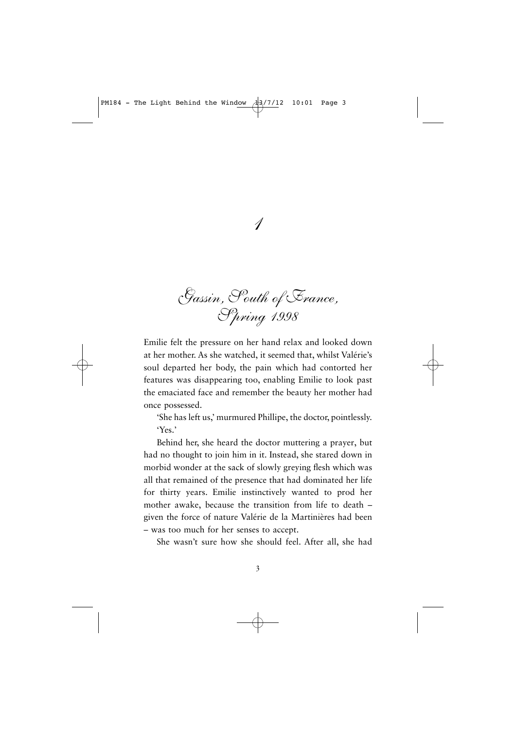# 1

## *Gassin, South of France, Spring 1998*

Emilie felt the pressure on her hand relax and looked down at her mother. As she watched, it seemed that, whilst Valérie's soul departed her body, the pain which had contorted her features was disappearing too, enabling Emilie to look past the emaciated face and remember the beauty her mother had once possessed.

'She has left us,' murmured Phillipe, the doctor, pointlessly.

'Yes.'

Behind her, she heard the doctor muttering a prayer, but had no thought to join him in it. Instead, she stared down in morbid wonder at the sack of slowly greying flesh which was all that remained of the presence that had dominated her life for thirty years. Emilie instinctively wanted to prod her mother awake, because the transition from life to death – given the force of nature Valérie de la Martinières had been – was too much for her senses to accept.

She wasn't sure how she should feel. After all, she had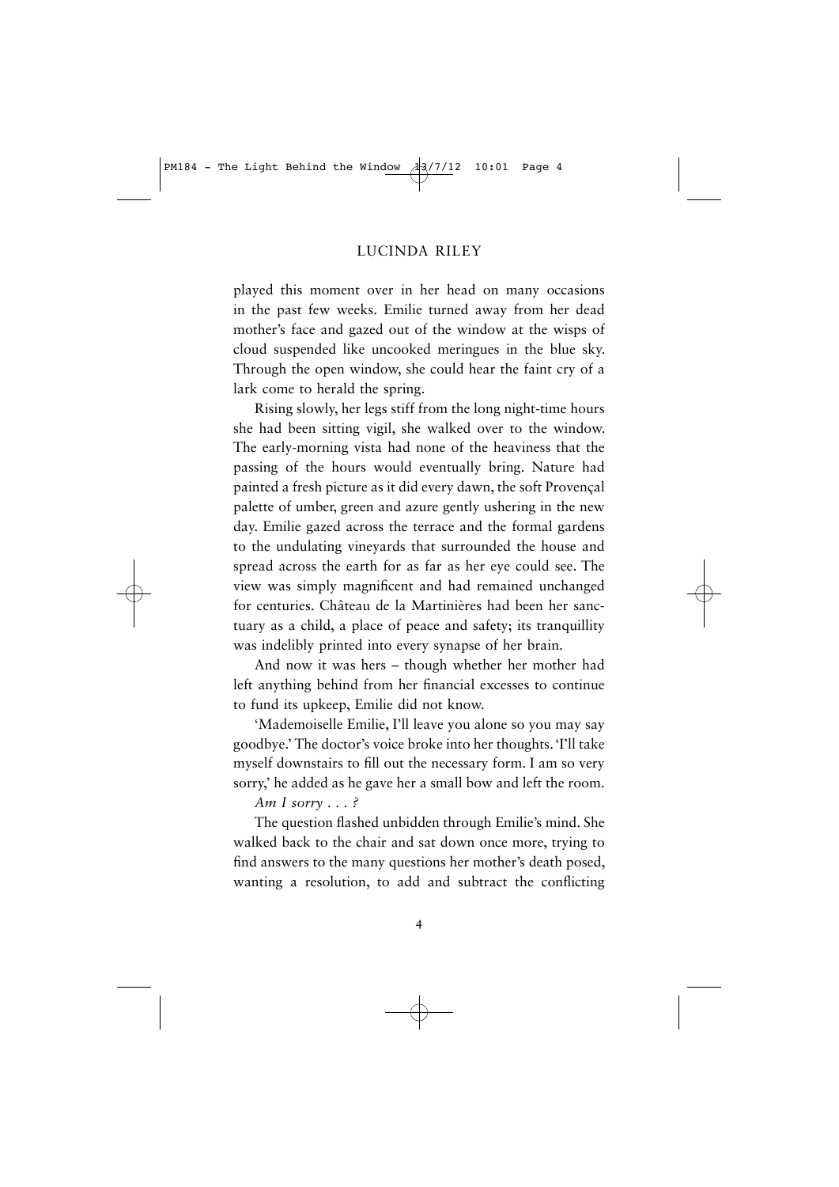played this moment over in her head on many occasions in the past few weeks. Emilie turned away from her dead mother's face and gazed out of the window at the wisps of cloud suspended like uncooked meringues in the blue sky. Through the open window, she could hear the faint cry of a lark come to herald the spring.

Rising slowly, her legs stiff from the long night-time hours she had been sitting vigil, she walked over to the window. The early-morning vista had none of the heaviness that the passing of the hours would eventually bring. Nature had painted a fresh picture as it did every dawn, the soft Provençal palette of umber, green and azure gently ushering in the new day. Emilie gazed across the terrace and the formal gardens to the undulating vineyards that surrounded the house and spread across the earth for as far as her eye could see. The view was simply magnificent and had remained unchanged for centuries. Château de la Martinières had been her sanctuary as a child, a place of peace and safety; its tranquillity was indelibly printed into every synapse of her brain.

And now it was hers – though whether her mother had left anything behind from her financial excesses to continue to fund its upkeep, Emilie did not know.

'Mademoiselle Emilie, I'll leave you alone so you may say goodbye.' The doctor's voice broke into her thoughts. 'I'll take myself downstairs to fill out the necessary form. I am so very sorry,' he added as he gave her a small bow and left the room.

*Am I sorry . . . ?*

The question flashed unbidden through Emilie's mind. She walked back to the chair and sat down once more, trying to find answers to the many questions her mother's death posed, wanting a resolution, to add and subtract the conflicting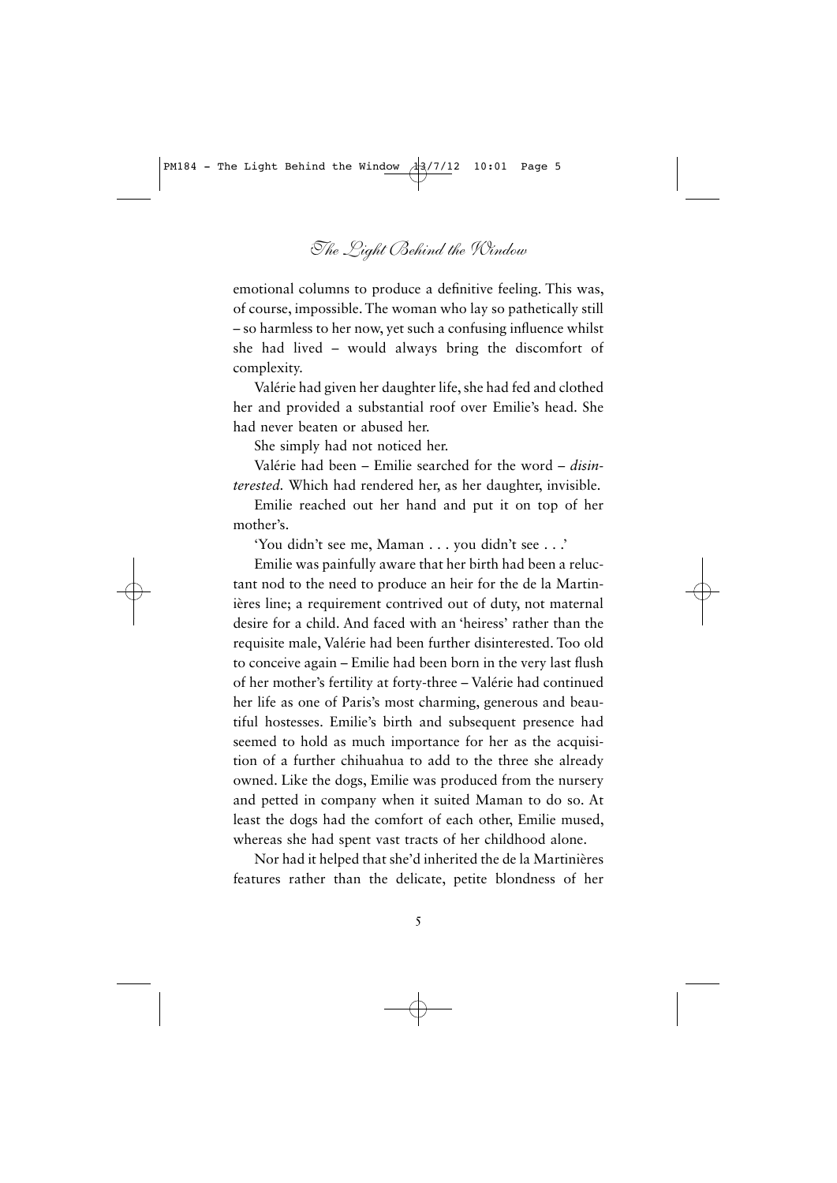emotional columns to produce a definitive feeling. This was, of course, impossible. The woman who lay so pathetically still – so harmless to her now, yet such a confusing influence whilst she had lived – would always bring the discomfort of complexity.

Valérie had given her daughter life, she had fed and clothed her and provided a substantial roof over Emilie's head. She had never beaten or abused her.

She simply had not noticed her.

Valérie had been – Emilie searched for the word – *disinterested.* Which had rendered her, as her daughter, invisible.

Emilie reached out her hand and put it on top of her mother's.

'You didn't see me, Maman . . . you didn't see . . .'

Emilie was painfully aware that her birth had been a reluctant nod to the need to produce an heir for the de la Martinières line; a requirement contrived out of duty, not maternal desire for a child. And faced with an 'heiress' rather than the requisite male, Valérie had been further disinterested. Too old to conceive again – Emilie had been born in the very last flush of her mother's fertility at forty-three – Valérie had continued her life as one of Paris's most charming, generous and beautiful hostesses. Emilie's birth and subsequent presence had seemed to hold as much importance for her as the acquisition of a further chihuahua to add to the three she already owned. Like the dogs, Emilie was produced from the nursery and petted in company when it suited Maman to do so. At least the dogs had the comfort of each other, Emilie mused, whereas she had spent vast tracts of her childhood alone.

Nor had it helped that she'd inherited the de la Martinières features rather than the delicate, petite blondness of her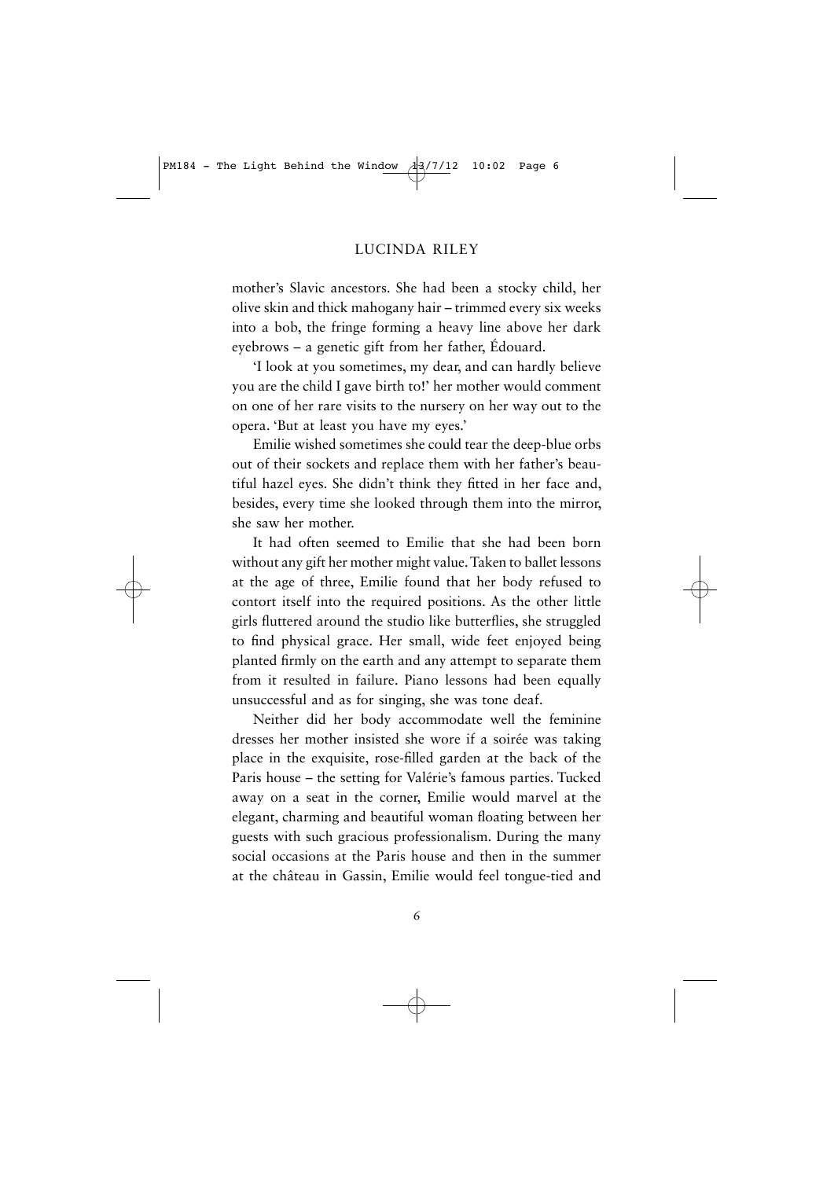mother's Slavic ancestors. She had been a stocky child, her olive skin and thick mahogany hair – trimmed every six weeks into a bob, the fringe forming a heavy line above her dark eyebrows – a genetic gift from her father, Édouard.

'I look at you sometimes, my dear, and can hardly believe you are the child I gave birth to!' her mother would comment on one of her rare visits to the nursery on her way out to the opera. 'But at least you have my eyes.'

Emilie wished sometimes she could tear the deep-blue orbs out of their sockets and replace them with her father's beautiful hazel eyes. She didn't think they fitted in her face and, besides, every time she looked through them into the mirror, she saw her mother.

It had often seemed to Emilie that she had been born without any gift her mother might value. Taken to ballet lessons at the age of three, Emilie found that her body refused to contort itself into the required positions. As the other little girls fluttered around the studio like butterflies, she struggled to find physical grace. Her small, wide feet enjoyed being planted firmly on the earth and any attempt to separate them from it resulted in failure. Piano lessons had been equally unsuccessful and as for singing, she was tone deaf.

Neither did her body accommodate well the feminine dresses her mother insisted she wore if a soirée was taking place in the exquisite, rose-filled garden at the back of the Paris house – the setting for Valérie's famous parties. Tucked away on a seat in the corner, Emilie would marvel at the elegant, charming and beautiful woman floating between her guests with such gracious professionalism. During the many social occasions at the Paris house and then in the summer at the château in Gassin, Emilie would feel tongue-tied and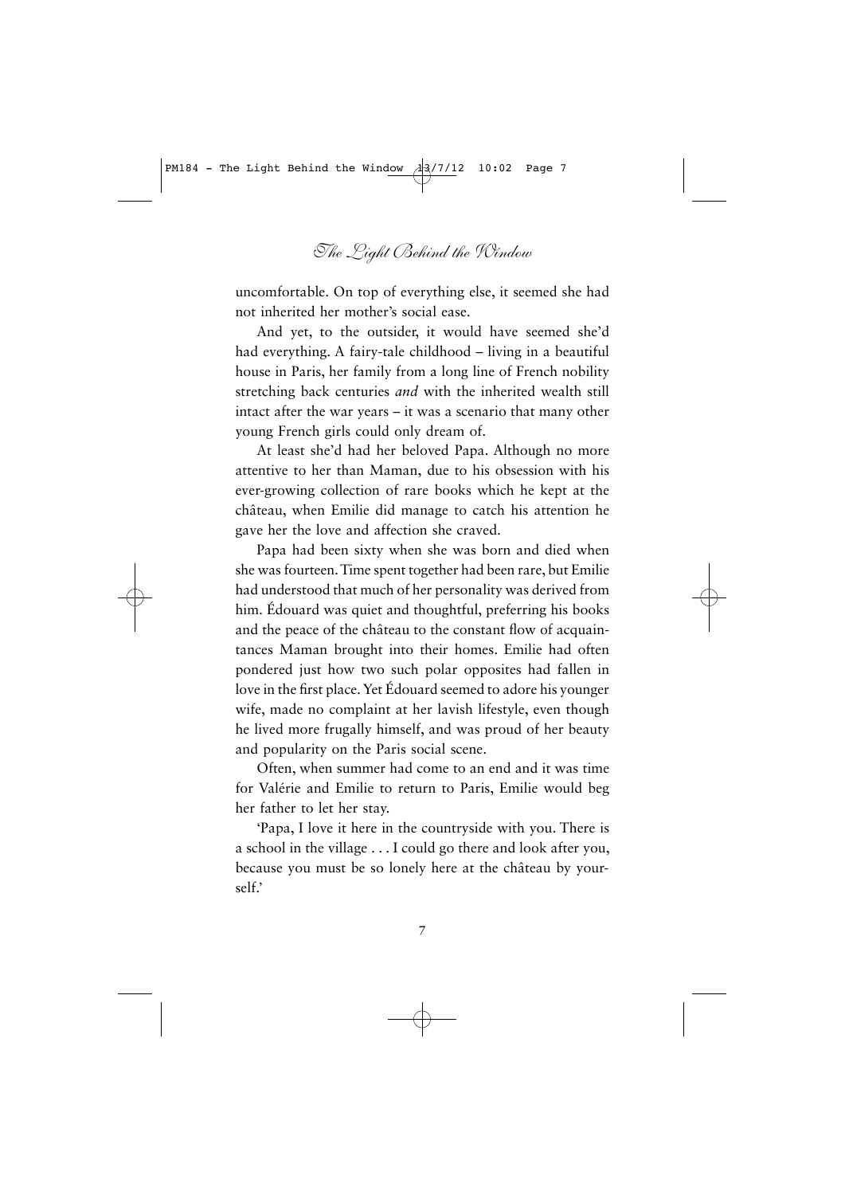uncomfortable. On top of everything else, it seemed she had not inherited her mother's social ease.

And yet, to the outsider, it would have seemed she'd had everything. A fairy-tale childhood – living in a beautiful house in Paris, her family from a long line of French nobility stretching back centuries *and* with the inherited wealth still intact after the war years – it was a scenario that many other young French girls could only dream of.

At least she'd had her beloved Papa. Although no more attentive to her than Maman, due to his obsession with his ever-growing collection of rare books which he kept at the château, when Emilie did manage to catch his attention he gave her the love and affection she craved.

Papa had been sixty when she was born and died when she was fourteen. Time spent together had been rare, but Emilie had understood that much of her personality was derived from him. Édouard was quiet and thoughtful, preferring his books and the peace of the château to the constant flow of acquaintances Maman brought into their homes. Emilie had often pondered just how two such polar opposites had fallen in love in the first place. Yet Édouard seemed to adore his younger wife, made no complaint at her lavish lifestyle, even though he lived more frugally himself, and was proud of her beauty and popularity on the Paris social scene.

Often, when summer had come to an end and it was time for Valérie and Emilie to return to Paris, Emilie would beg her father to let her stay.

'Papa, I love it here in the countryside with you. There is a school in the village . . . I could go there and look after you, because you must be so lonely here at the château by yourself.'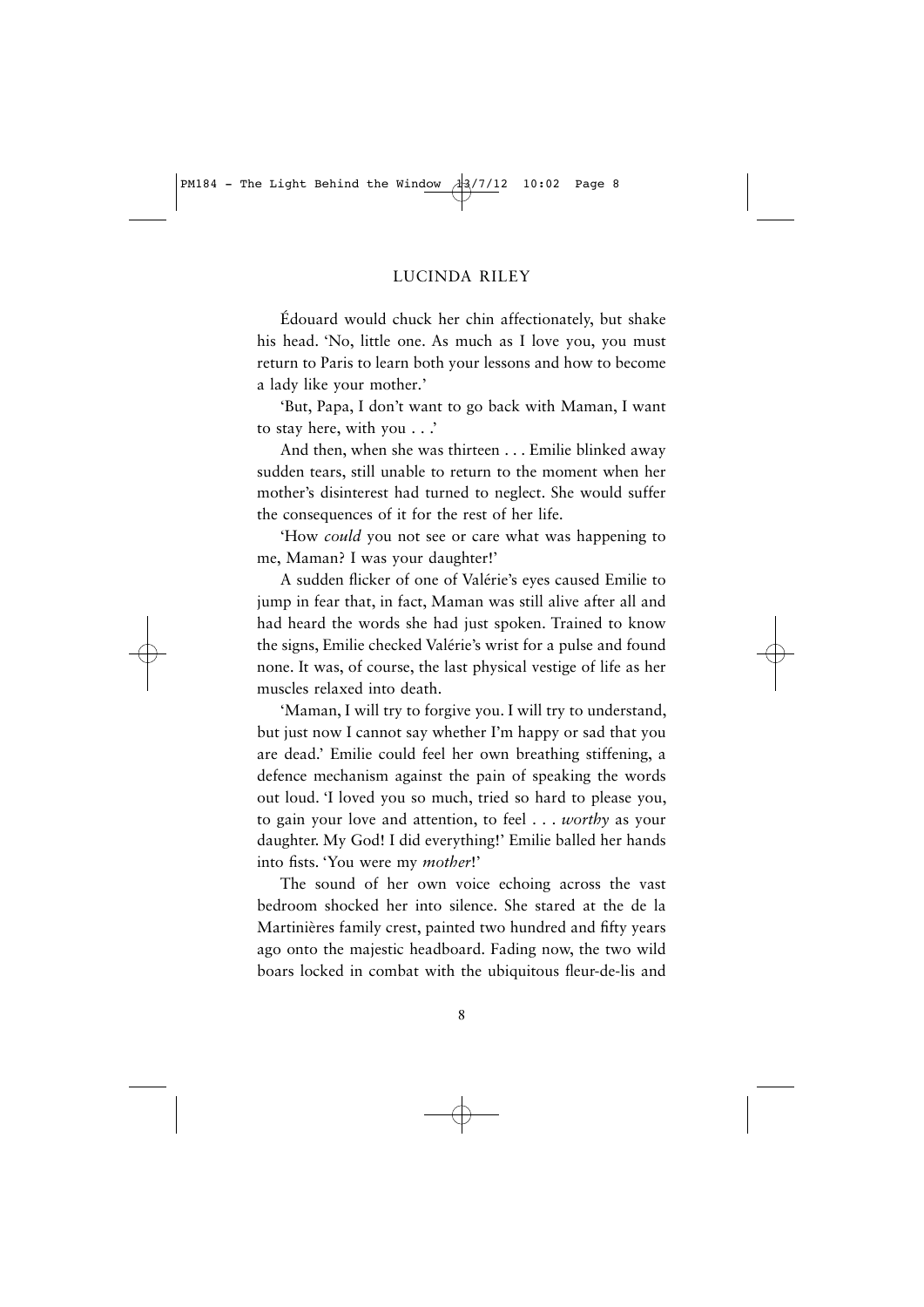Édouard would chuck her chin affectionately, but shake his head. 'No, little one. As much as I love you, you must return to Paris to learn both your lessons and how to become a lady like your mother.'

'But, Papa, I don't want to go back with Maman, I want to stay here, with you . . .'

And then, when she was thirteen . . . Emilie blinked away sudden tears, still unable to return to the moment when her mother's disinterest had turned to neglect. She would suffer the consequences of it for the rest of her life.

'How *could* you not see or care what was happening to me, Maman? I was your daughter!'

A sudden flicker of one of Valérie's eyes caused Emilie to jump in fear that, in fact, Maman was still alive after all and had heard the words she had just spoken. Trained to know the signs, Emilie checked Valérie's wrist for a pulse and found none. It was, of course, the last physical vestige of life as her muscles relaxed into death.

'Maman, I will try to forgive you. I will try to understand, but just now I cannot say whether I'm happy or sad that you are dead.' Emilie could feel her own breathing stiffening, a defence mechanism against the pain of speaking the words out loud. 'I loved you so much, tried so hard to please you, to gain your love and attention, to feel . . . *worthy* as your daughter. My God! I did everything!' Emilie balled her hands into fists. 'You were my *mother*!'

The sound of her own voice echoing across the vast bedroom shocked her into silence. She stared at the de la Martinières family crest, painted two hundred and fifty years ago onto the majestic headboard. Fading now, the two wild boars locked in combat with the ubiquitous fleur-de-lis and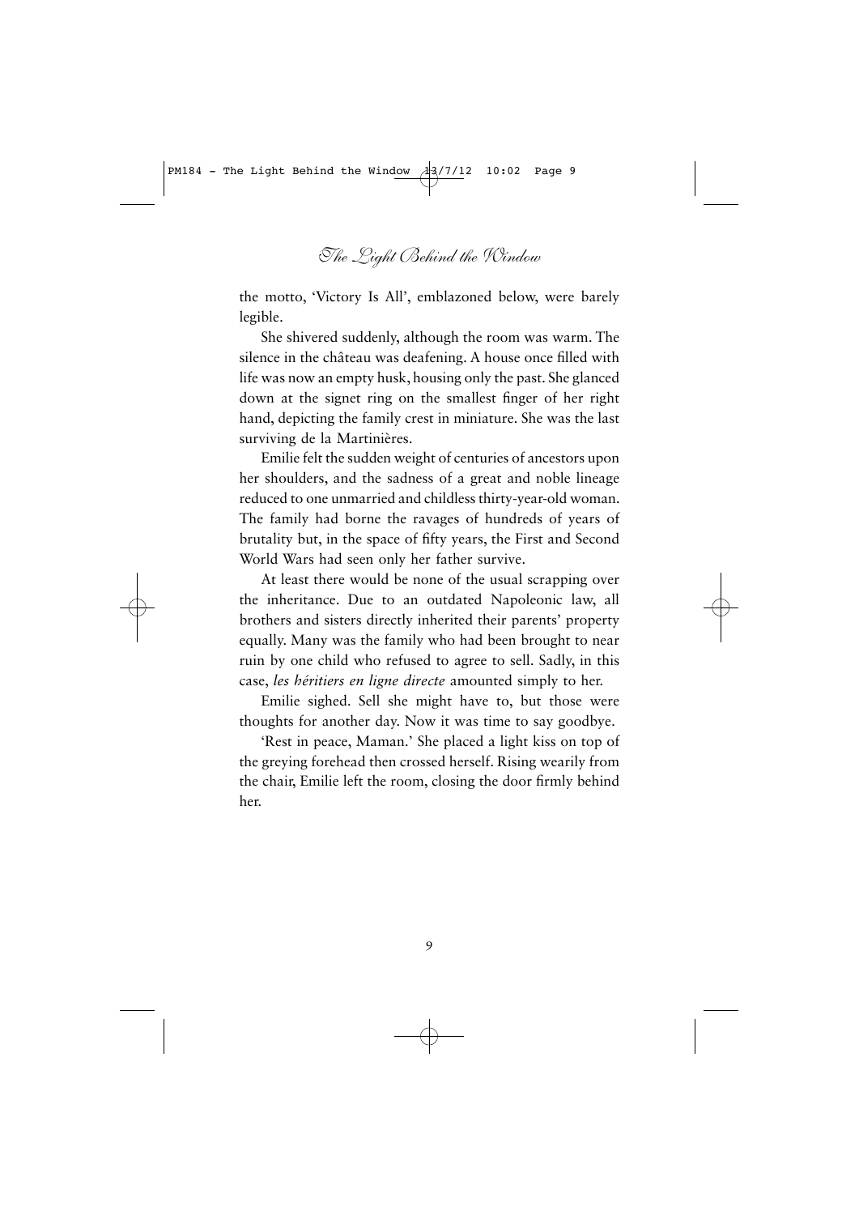the motto, 'Victory Is All', emblazoned below, were barely legible.

She shivered suddenly, although the room was warm. The silence in the château was deafening. A house once filled with life was now an empty husk, housing only the past. She glanced down at the signet ring on the smallest finger of her right hand, depicting the family crest in miniature. She was the last surviving de la Martinières.

Emilie felt the sudden weight of centuries of ancestors upon her shoulders, and the sadness of a great and noble lineage reduced to one unmarried and childless thirty-year-old woman. The family had borne the ravages of hundreds of years of brutality but, in the space of fifty years, the First and Second World Wars had seen only her father survive.

At least there would be none of the usual scrapping over the inheritance. Due to an outdated Napoleonic law, all brothers and sisters directly inherited their parents' property equally. Many was the family who had been brought to near ruin by one child who refused to agree to sell. Sadly, in this case, *les héritiers en ligne directe* amounted simply to her.

Emilie sighed. Sell she might have to, but those were thoughts for another day. Now it was time to say goodbye.

'Rest in peace, Maman.' She placed a light kiss on top of the greying forehead then crossed herself. Rising wearily from the chair, Emilie left the room, closing the door firmly behind her.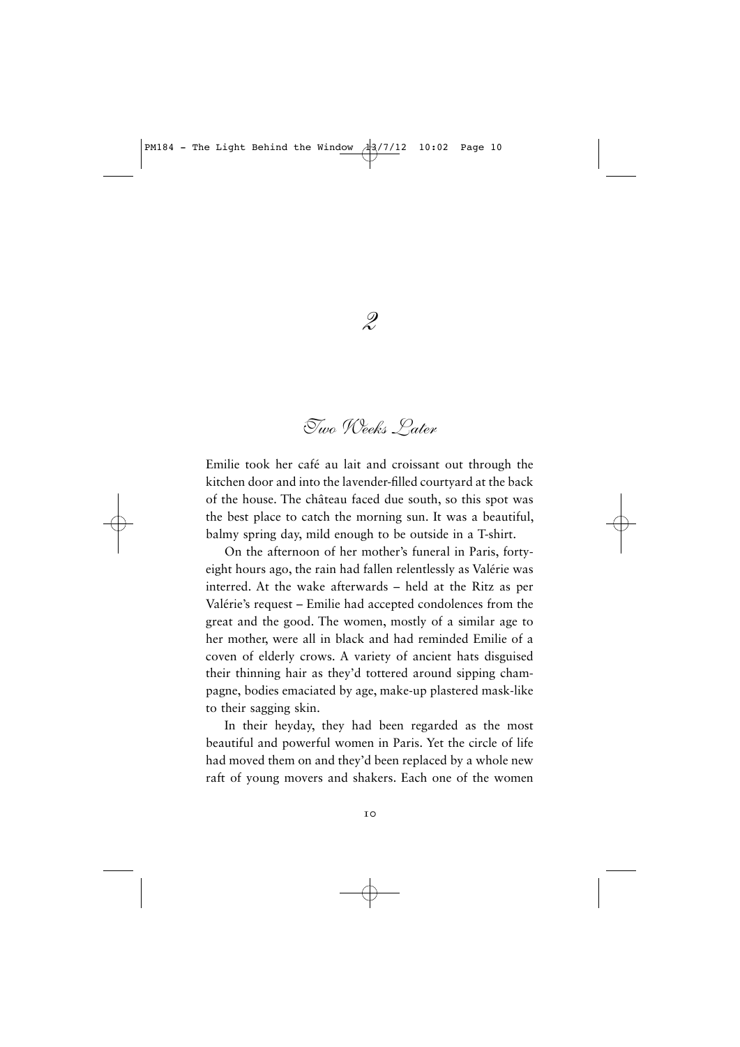# 2

## Two Weeks Later

Emilie took her café au lait and croissant out through the kitchen door and into the lavender-filled courtyard at the back of the house. The château faced due south, so this spot was the best place to catch the morning sun. It was a beautiful, balmy spring day, mild enough to be outside in a T-shirt.

On the afternoon of her mother's funeral in Paris, forty-eight hours ago, the rain had fallen relentlessly as Valérie was interred. At the wake afterwards – held at the Ritz as per Valérie's request – Emilie had accepted condolences from the great and the good. The women, mostly of a similar age to her mother, were all in black and had reminded Emilie of a coven of elderly crows. A variety of ancient hats disguised their thinning hair as they'd tottered around sipping champagne, bodies emaciated by age, make-up plastered mask-like to their sagging skin.

In their heyday, they had been regarded as the most beautiful and powerful women in Paris. Yet the circle of life had moved them on and they'd been replaced by a whole new raft of young movers and shakers. Each one of the women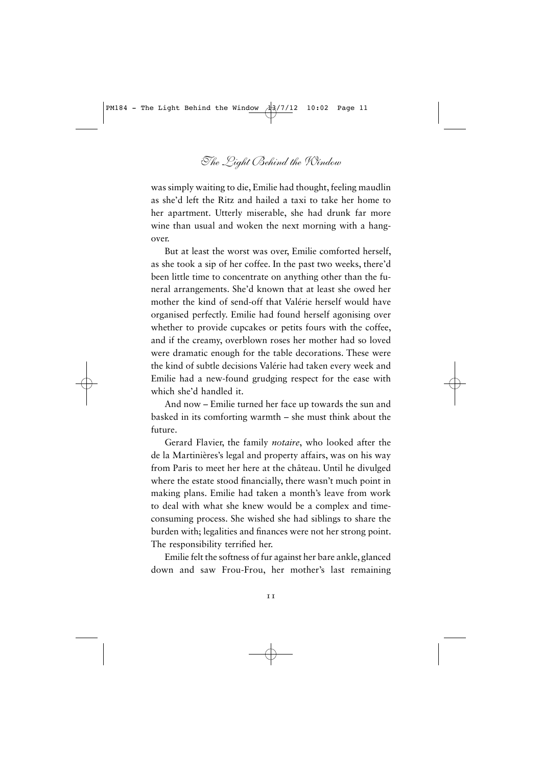was simply waiting to die, Emilie had thought, feeling maudlin as she'd left the Ritz and hailed a taxi to take her home to her apartment. Utterly miserable, she had drunk far more wine than usual and woken the next morning with a hangover.

But at least the worst was over, Emilie comforted herself, as she took a sip of her coffee. In the past two weeks, there'd been little time to concentrate on anything other than the funeral arrangements. She'd known that at least she owed her mother the kind of send-off that Valérie herself would have organised perfectly. Emilie had found herself agonising over whether to provide cupcakes or petits fours with the coffee, and if the creamy, overblown roses her mother had so loved were dramatic enough for the table decorations. These were the kind of subtle decisions Valérie had taken every week and Emilie had a new-found grudging respect for the ease with which she'd handled it.

And now – Emilie turned her face up towards the sun and basked in its comforting warmth – she must think about the future.

Gerard Flavier, the family *notaire*, who looked after the de la Martinières's legal and property affairs, was on his way from Paris to meet her here at the château. Until he divulged where the estate stood financially, there wasn't much point in making plans. Emilie had taken a month's leave from work to deal with what she knew would be a complex and time-consuming process. She wished she had siblings to share the burden with; legalities and finances were not her strong point. The responsibility terrified her.

Emilie felt the softness of fur against her bare ankle, glanced down and saw Frou-Frou, her mother's last remaining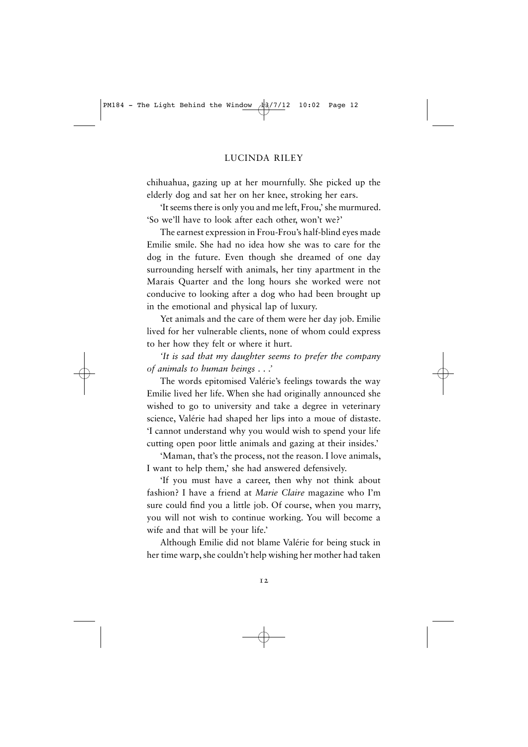chihuahua, gazing up at her mournfully. She picked up the elderly dog and sat her on her knee, stroking her ears.

'It seems there is only you and me left, Frou,' she murmured. 'So we'll have to look after each other, won't we?'

The earnest expression in Frou-Frou's half-blind eyes made Emilie smile. She had no idea how she was to care for the dog in the future. Even though she dreamed of one day surrounding herself with animals, her tiny apartment in the Marais Quarter and the long hours she worked were not conducive to looking after a dog who had been brought up in the emotional and physical lap of luxury.

Yet animals and the care of them were her day job. Emilie lived for her vulnerable clients, none of whom could express to her how they felt or where it hurt.

*'It is sad that my daughter seems to prefer the company of animals to human beings . . .'*

The words epitomised Valérie's feelings towards the way Emilie lived her life. When she had originally announced she wished to go to university and take a degree in veterinary science, Valérie had shaped her lips into a moue of distaste. 'I cannot understand why you would wish to spend your life cutting open poor little animals and gazing at their insides.'

'Maman, that's the process, not the reason. I love animals, I want to help them,' she had answered defensively.

'If you must have a career, then why not think about fashion? I have a friend at *Marie Claire* magazine who I'm sure could find you a little job. Of course, when you marry, you will not wish to continue working. You will become a wife and that will be your life.'

Although Emilie did not blame Valérie for being stuck in her time warp, she couldn't help wishing her mother had taken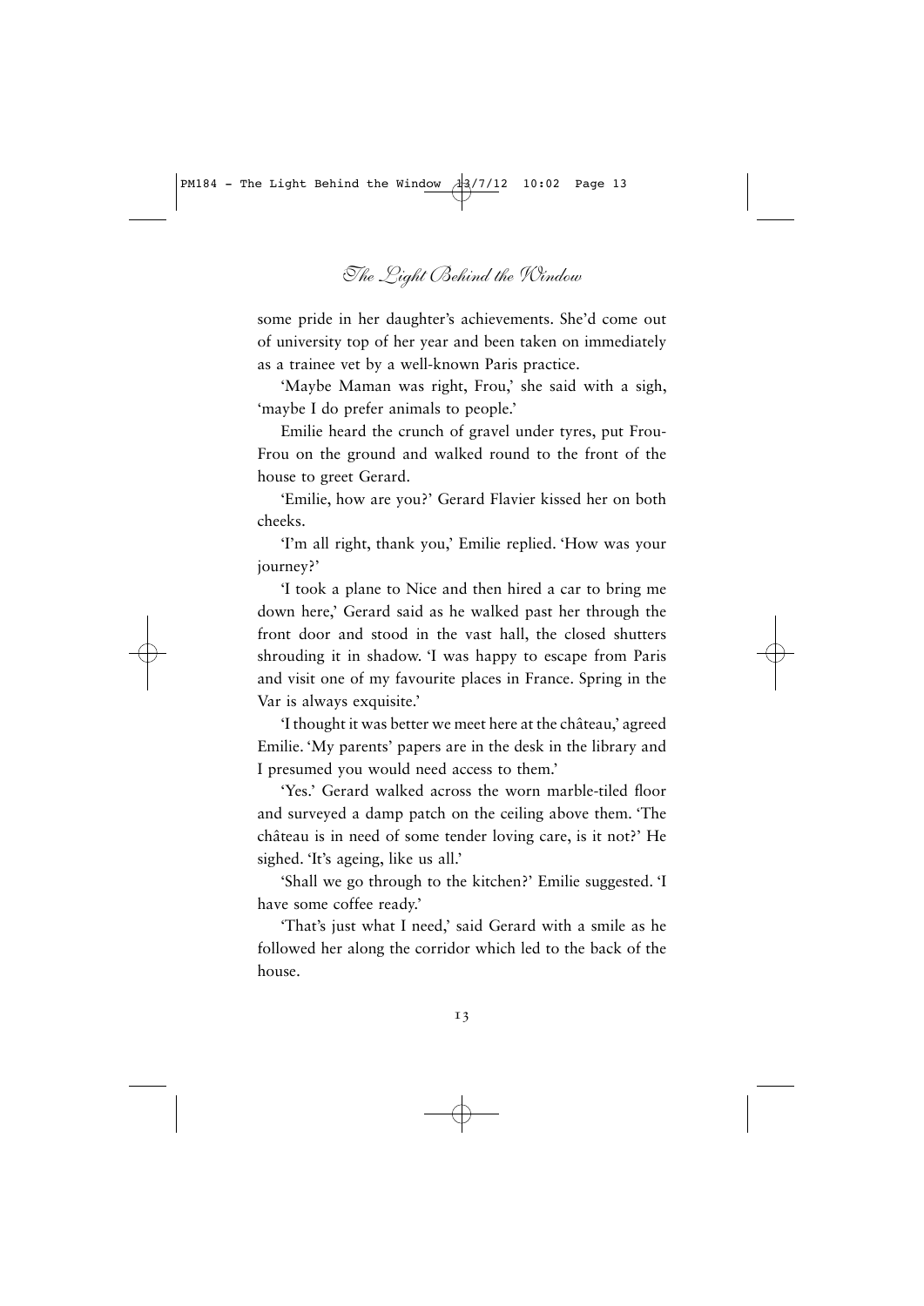some pride in her daughter's achievements. She'd come out of university top of her year and been taken on immediately as a trainee vet by a well-known Paris practice.

'Maybe Maman was right, Frou,' she said with a sigh, 'maybe I do prefer animals to people.'

Emilie heard the crunch of gravel under tyres, put Frou-Frou on the ground and walked round to the front of the house to greet Gerard.

'Emilie, how are you?' Gerard Flavier kissed her on both cheeks.

'I'm all right, thank you,' Emilie replied. 'How was your journey?'

'I took a plane to Nice and then hired a car to bring me down here,' Gerard said as he walked past her through the front door and stood in the vast hall, the closed shutters shrouding it in shadow. 'I was happy to escape from Paris and visit one of my favourite places in France. Spring in the Var is always exquisite.'

'I thought it was better we meet here at the château,' agreed Emilie. 'My parents' papers are in the desk in the library and I presumed you would need access to them.'

'Yes.' Gerard walked across the worn marble-tiled floor and surveyed a damp patch on the ceiling above them. 'The château is in need of some tender loving care, is it not?' He sighed. 'It's ageing, like us all.'

'Shall we go through to the kitchen?' Emilie suggested. 'I have some coffee ready.'

'That's just what I need,' said Gerard with a smile as he followed her along the corridor which led to the back of the house.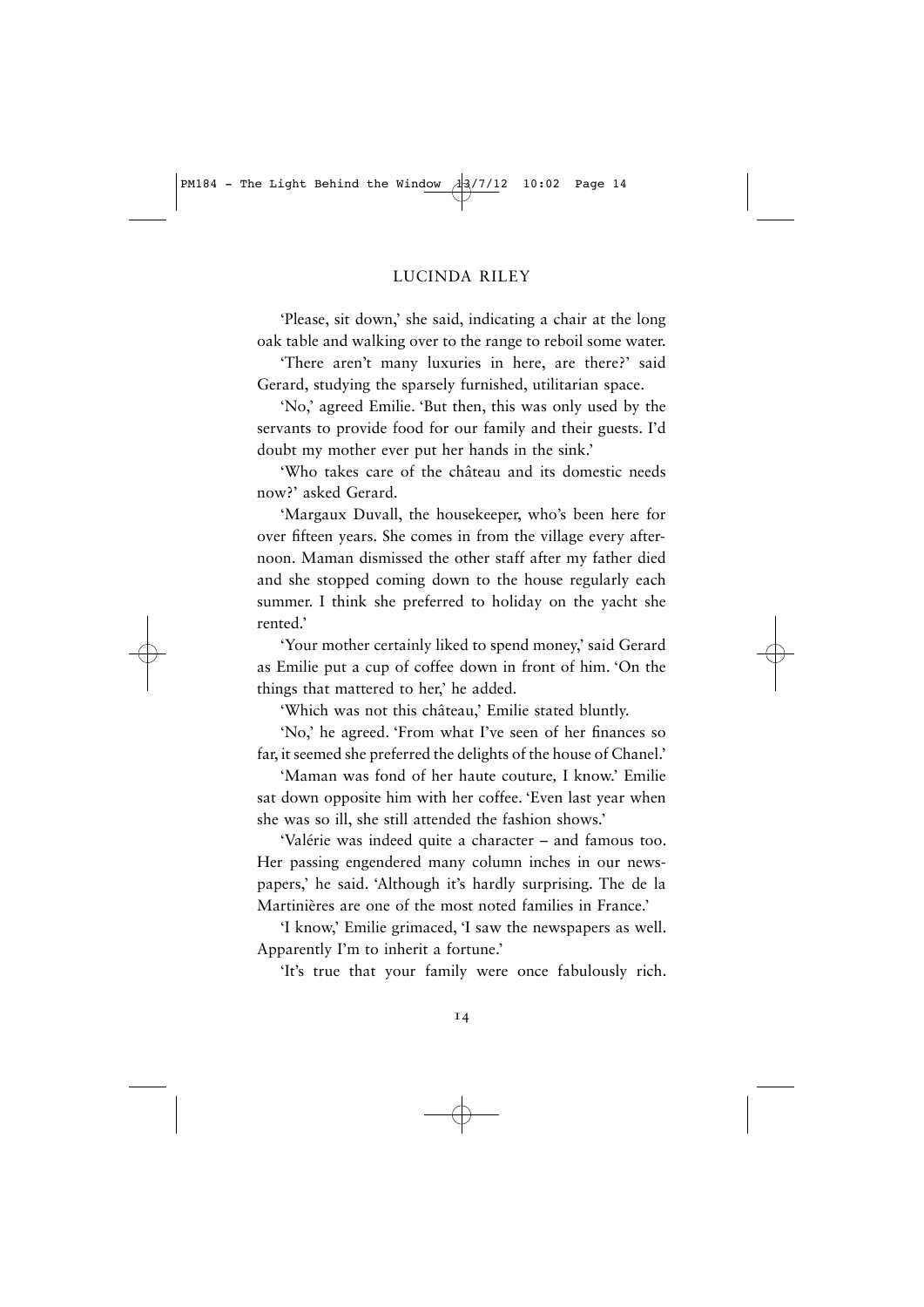'Please, sit down,' she said, indicating a chair at the long oak table and walking over to the range to reboil some water.

'There aren't many luxuries in here, are there?' said Gerard, studying the sparsely furnished, utilitarian space.

'No,' agreed Emilie. 'But then, this was only used by the servants to provide food for our family and their guests. I'd doubt my mother ever put her hands in the sink.'

'Who takes care of the château and its domestic needs now?' asked Gerard.

'Margaux Duvall, the housekeeper, who's been here for over fifteen years. She comes in from the village every afternoon. Maman dismissed the other staff after my father died and she stopped coming down to the house regularly each summer. I think she preferred to holiday on the yacht she rented.'

'Your mother certainly liked to spend money,' said Gerard as Emilie put a cup of coffee down in front of him. 'On the things that mattered to her,' he added.

'Which was not this château,' Emilie stated bluntly.

'No,' he agreed. 'From what I've seen of her finances so far, it seemed she preferred the delights of the house of Chanel.'

'Maman was fond of her haute couture, I know.' Emilie sat down opposite him with her coffee. 'Even last year when she was so ill, she still attended the fashion shows.'

'Valérie was indeed quite a character – and famous too. Her passing engendered many column inches in our newspapers,' he said. 'Although it's hardly surprising. The de la Martinières are one of the most noted families in France.'

'I know,' Emilie grimaced, 'I saw the newspapers as well. Apparently I'm to inherit a fortune.'

'It's true that your family were once fabulously rich.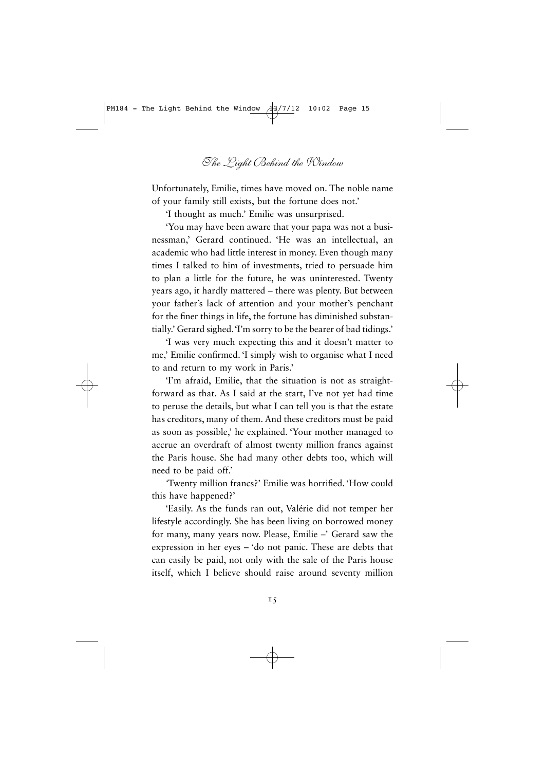Unfortunately, Emilie, times have moved on. The noble name of your family still exists, but the fortune does not.'

'I thought as much.' Emilie was unsurprised.

'You may have been aware that your papa was not a businessman,' Gerard continued. 'He was an intellectual, an academic who had little interest in money. Even though many times I talked to him of investments, tried to persuade him to plan a little for the future, he was uninterested. Twenty years ago, it hardly mattered – there was plenty. But between your father's lack of attention and your mother's penchant for the finer things in life, the fortune has diminished substantially.' Gerard sighed. 'I'm sorry to be the bearer of bad tidings.'

'I was very much expecting this and it doesn't matter to me,' Emilie confirmed. 'I simply wish to organise what I need to and return to my work in Paris.'

'I'm afraid, Emilie, that the situation is not as straightforward as that. As I said at the start, I've not yet had time to peruse the details, but what I can tell you is that the estate has creditors, many of them. And these creditors must be paid as soon as possible,' he explained. 'Your mother managed to accrue an overdraft of almost twenty million francs against the Paris house. She had many other debts too, which will need to be paid off.'

'Twenty million francs?' Emilie was horrified. 'How could this have happened?'

'Easily. As the funds ran out, Valérie did not temper her lifestyle accordingly. She has been living on borrowed money for many, many years now. Please, Emilie –' Gerard saw the expression in her eyes – 'do not panic. These are debts that can easily be paid, not only with the sale of the Paris house itself, which I believe should raise around seventy million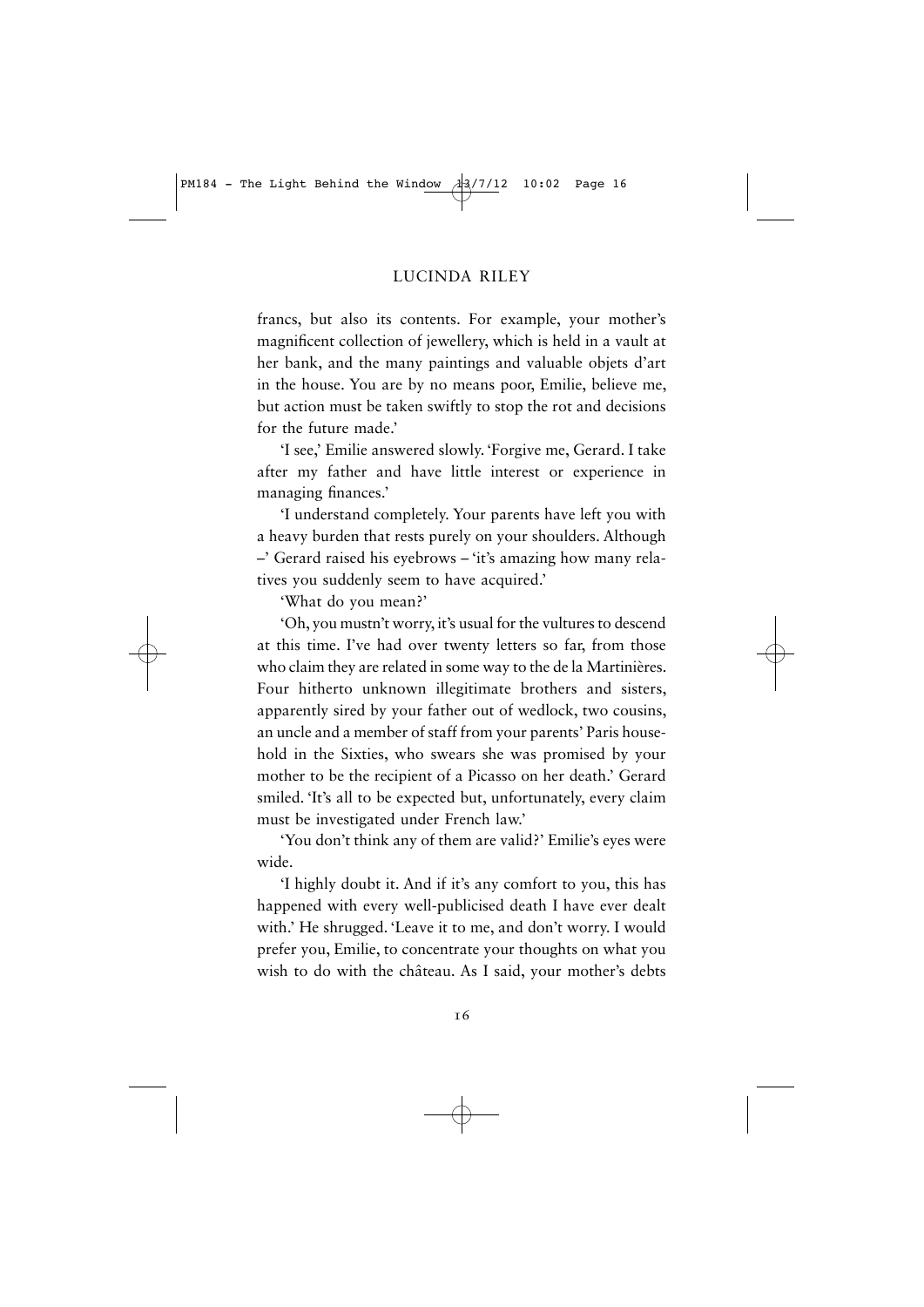francs, but also its contents. For example, your mother's magnificent collection of jewellery, which is held in a vault at her bank, and the many paintings and valuable objets d'art in the house. You are by no means poor, Emilie, believe me, but action must be taken swiftly to stop the rot and decisions for the future made.'

'I see,' Emilie answered slowly. 'Forgive me, Gerard. I take after my father and have little interest or experience in managing finances.'

'I understand completely. Your parents have left you with a heavy burden that rests purely on your shoulders. Although –' Gerard raised his eyebrows – 'it's amazing how many relatives you suddenly seem to have acquired.'

'What do you mean?'

'Oh, you mustn't worry, it's usual for the vultures to descend at this time. I've had over twenty letters so far, from those who claim they are related in some way to the de la Martinières. Four hitherto unknown illegitimate brothers and sisters, apparently sired by your father out of wedlock, two cousins, an uncle and a member of staff from your parents' Paris household in the Sixties, who swears she was promised by your mother to be the recipient of a Picasso on her death.' Gerard smiled. 'It's all to be expected but, unfortunately, every claim must be investigated under French law.'

'You don't think any of them are valid?' Emilie's eyes were wide.

'I highly doubt it. And if it's any comfort to you, this has happened with every well-publicised death I have ever dealt with.' He shrugged. 'Leave it to me, and don't worry. I would prefer you, Emilie, to concentrate your thoughts on what you wish to do with the château. As I said, your mother's debts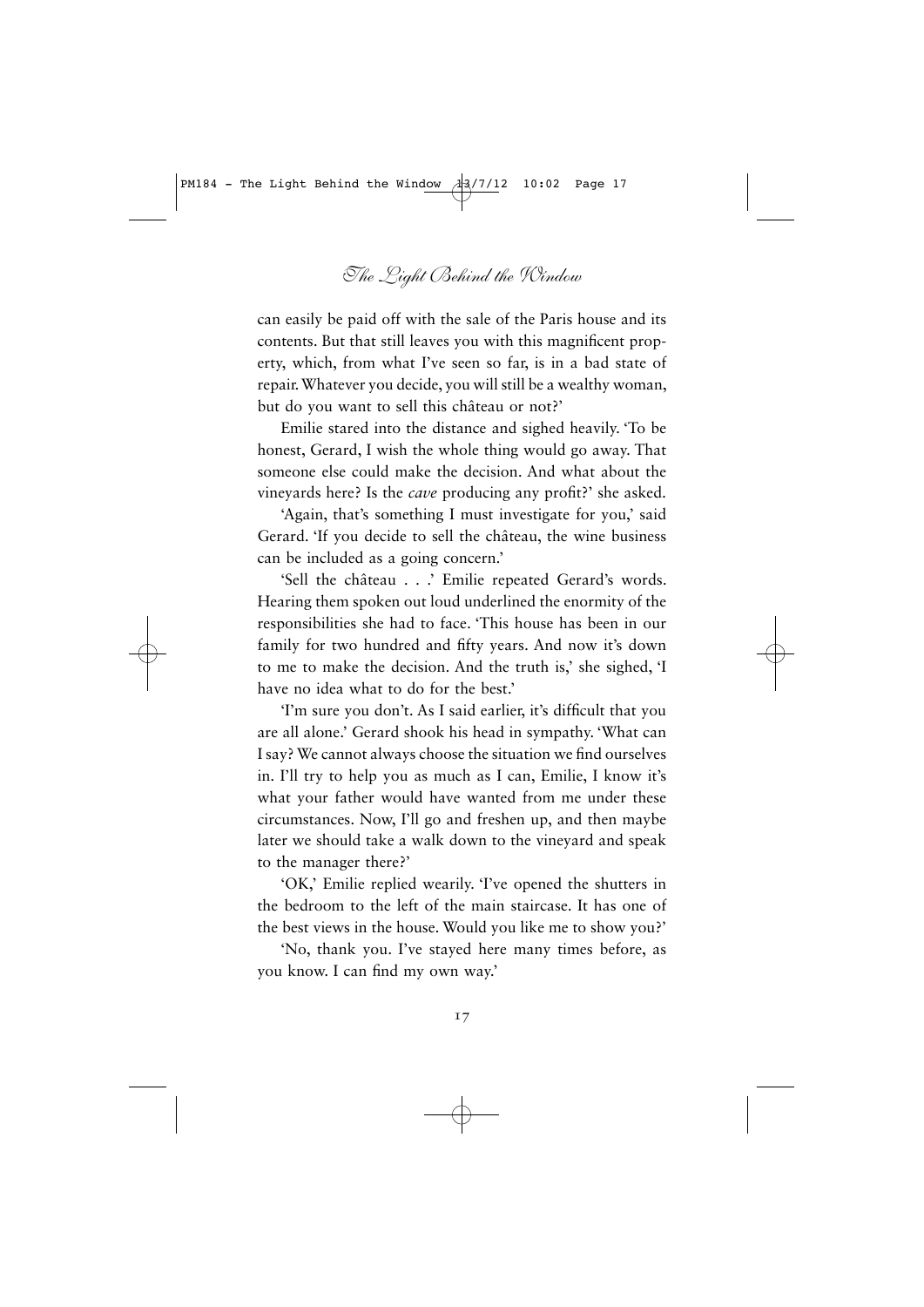can easily be paid off with the sale of the Paris house and its contents. But that still leaves you with this magnificent property, which, from what I've seen so far, is in a bad state of repair. Whatever you decide, you will still be a wealthy woman, but do you want to sell this château or not?'

Emilie stared into the distance and sighed heavily. 'To be honest, Gerard, I wish the whole thing would go away. That someone else could make the decision. And what about the vineyards here? Is the *cave* producing any profit?' she asked.

'Again, that's something I must investigate for you,' said Gerard. 'If you decide to sell the château, the wine business can be included as a going concern.'

'Sell the château . . .' Emilie repeated Gerard's words. Hearing them spoken out loud underlined the enormity of the responsibilities she had to face. 'This house has been in our family for two hundred and fifty years. And now it's down to me to make the decision. And the truth is,' she sighed, 'I have no idea what to do for the best.'

'I'm sure you don't. As I said earlier, it's difficult that you are all alone.' Gerard shook his head in sympathy. 'What can I say? We cannot always choose the situation we find ourselves in. I'll try to help you as much as I can, Emilie, I know it's what your father would have wanted from me under these circumstances. Now, I'll go and freshen up, and then maybe later we should take a walk down to the vineyard and speak to the manager there?'

'OK,' Emilie replied wearily. 'I've opened the shutters in the bedroom to the left of the main staircase. It has one of the best views in the house. Would you like me to show you?'

'No, thank you. I've stayed here many times before, as you know. I can find my own way.'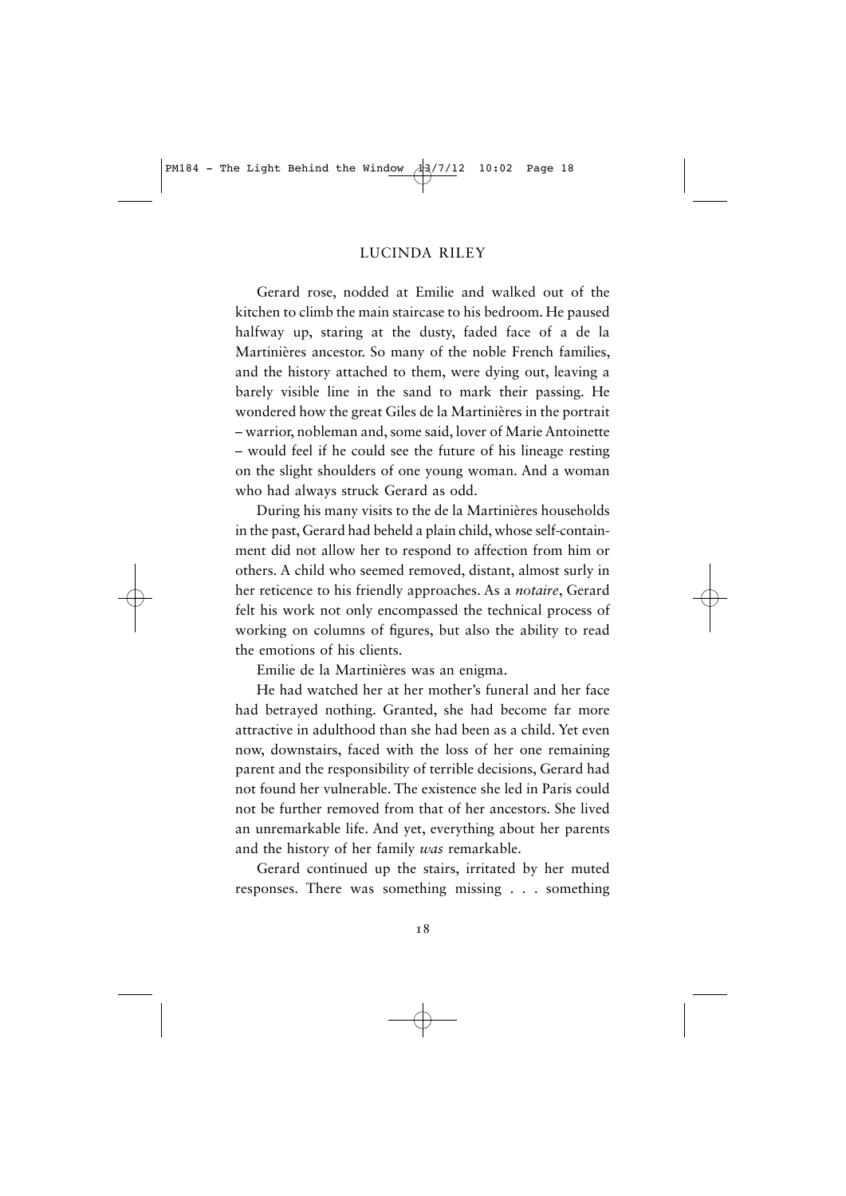Gerard rose, nodded at Emilie and walked out of the kitchen to climb the main staircase to his bedroom. He paused halfway up, staring at the dusty, faded face of a de la Martinières ancestor. So many of the noble French families, and the history attached to them, were dying out, leaving a barely visible line in the sand to mark their passing. He wondered how the great Giles de la Martinières in the portrait – warrior, nobleman and, some said, lover of Marie Antoinette – would feel if he could see the future of his lineage resting on the slight shoulders of one young woman. And a woman who had always struck Gerard as odd.

During his many visits to the de la Martinières households in the past, Gerard had beheld a plain child, whose self-containment did not allow her to respond to affection from him or others. A child who seemed removed, distant, almost surly in her reticence to his friendly approaches. As a *notaire*, Gerard felt his work not only encompassed the technical process of working on columns of figures, but also the ability to read the emotions of his clients.

Emilie de la Martinières was an enigma.

He had watched her at her mother's funeral and her face had betrayed nothing. Granted, she had become far more attractive in adulthood than she had been as a child. Yet even now, downstairs, faced with the loss of her one remaining parent and the responsibility of terrible decisions, Gerard had not found her vulnerable. The existence she led in Paris could not be further removed from that of her ancestors. She lived an unremarkable life. And yet, everything about her parents and the history of her family *was* remarkable.

Gerard continued up the stairs, irritated by her muted responses. There was something missing . . . something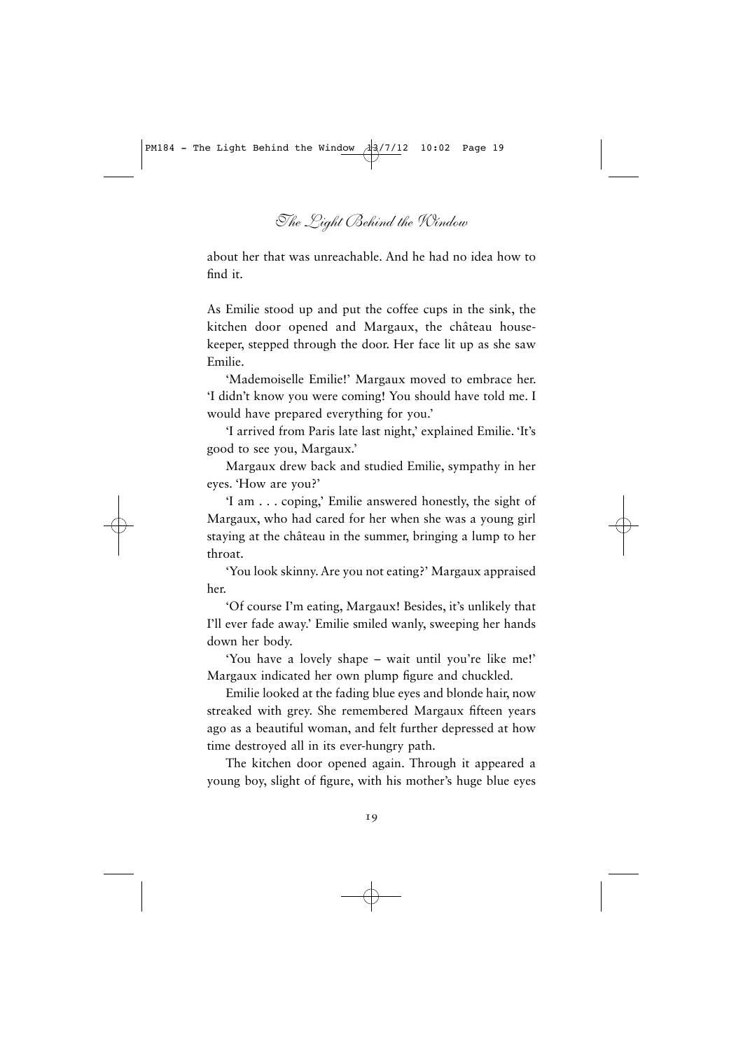about her that was unreachable. And he had no idea how to find it.

As Emilie stood up and put the coffee cups in the sink, the kitchen door opened and Margaux, the château housekeeper, stepped through the door. Her face lit up as she saw Emilie.

'Mademoiselle Emilie!' Margaux moved to embrace her. 'I didn't know you were coming! You should have told me. I would have prepared everything for you.'

'I arrived from Paris late last night,' explained Emilie. 'It's good to see you, Margaux.'

Margaux drew back and studied Emilie, sympathy in her eyes. 'How are you?'

'I am . . . coping,' Emilie answered honestly, the sight of Margaux, who had cared for her when she was a young girl staying at the château in the summer, bringing a lump to her throat.

'You look skinny. Are you not eating?' Margaux appraised her.

'Of course I'm eating, Margaux! Besides, it's unlikely that I'll ever fade away.' Emilie smiled wanly, sweeping her hands down her body.

'You have a lovely shape – wait until you're like me!' Margaux indicated her own plump figure and chuckled.

Emilie looked at the fading blue eyes and blonde hair, now streaked with grey. She remembered Margaux fifteen years ago as a beautiful woman, and felt further depressed at how time destroyed all in its ever-hungry path.

The kitchen door opened again. Through it appeared a young boy, slight of figure, with his mother's huge blue eyes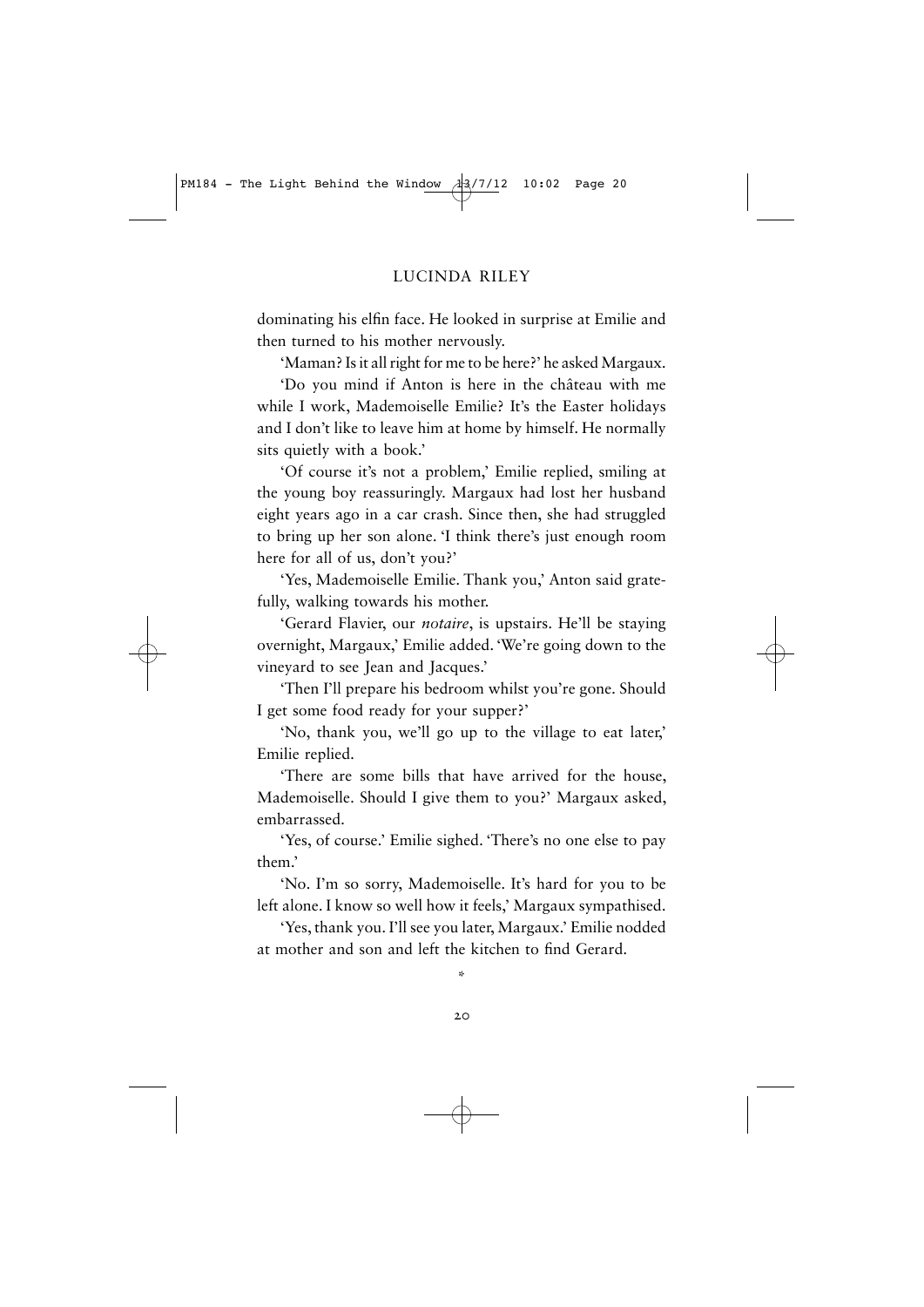dominating his elfin face. He looked in surprise at Emilie and then turned to his mother nervously.

'Maman? Is it all right for me to be here?' he asked Margaux.

'Do you mind if Anton is here in the château with me while I work, Mademoiselle Emilie? It's the Easter holidays and I don't like to leave him at home by himself. He normally sits quietly with a book.'

'Of course it's not a problem,' Emilie replied, smiling at the young boy reassuringly. Margaux had lost her husband eight years ago in a car crash. Since then, she had struggled to bring up her son alone. 'I think there's just enough room here for all of us, don't you?'

'Yes, Mademoiselle Emilie. Thank you,' Anton said gratefully, walking towards his mother.

'Gerard Flavier, our *notaire*, is upstairs. He'll be staying overnight, Margaux,' Emilie added. 'We're going down to the vineyard to see Jean and Jacques.'

'Then I'll prepare his bedroom whilst you're gone. Should I get some food ready for your supper?'

'No, thank you, we'll go up to the village to eat later,' Emilie replied.

'There are some bills that have arrived for the house, Mademoiselle. Should I give them to you?' Margaux asked, embarrassed.

'Yes, of course.' Emilie sighed. 'There's no one else to pay them.'

'No. I'm so sorry, Mademoiselle. It's hard for you to be left alone. I know so well how it feels,' Margaux sympathised.

'Yes, thank you. I'll see you later, Margaux.' Emilie nodded at mother and son and left the kitchen to find Gerard.

*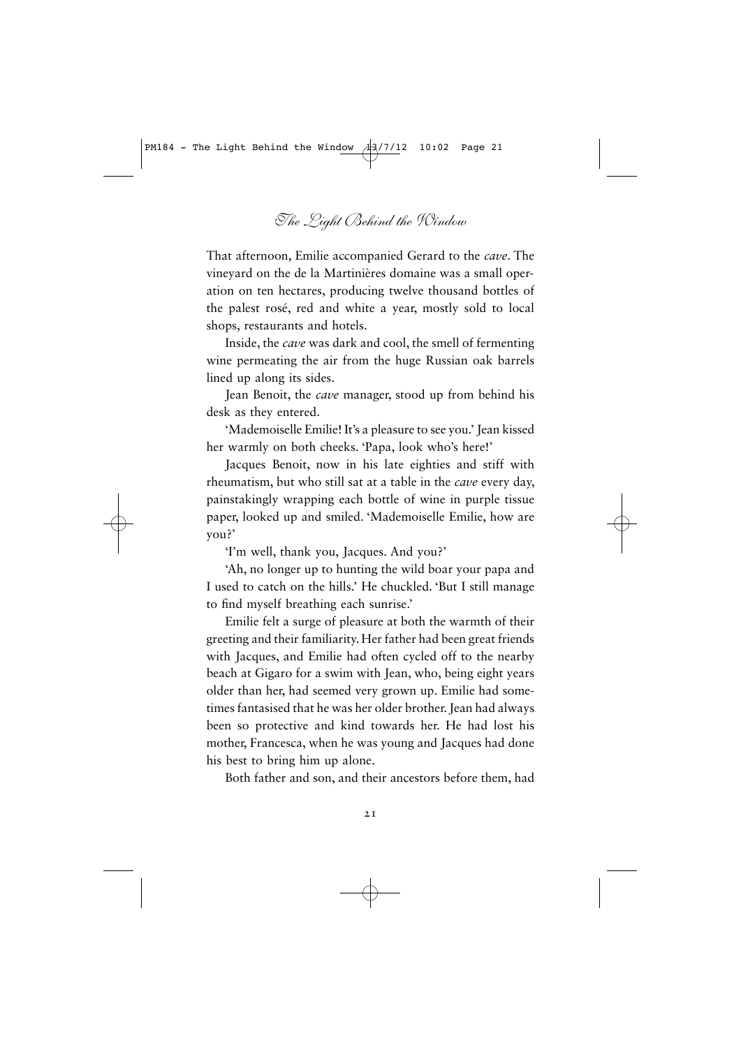That afternoon, Emilie accompanied Gerard to the *cave*. The vineyard on the de la Martinières domaine was a small operation on ten hectares, producing twelve thousand bottles of the palest rosé, red and white a year, mostly sold to local shops, restaurants and hotels.

Inside, the *cave* was dark and cool, the smell of fermenting wine permeating the air from the huge Russian oak barrels lined up along its sides.

Jean Benoit, the *cave* manager, stood up from behind his desk as they entered.

'Mademoiselle Emilie! It's a pleasure to see you.' Jean kissed her warmly on both cheeks. 'Papa, look who's here!'

Jacques Benoit, now in his late eighties and stiff with rheumatism, but who still sat at a table in the *cave* every day, painstakingly wrapping each bottle of wine in purple tissue paper, looked up and smiled. 'Mademoiselle Emilie, how are you?'

'I'm well, thank you, Jacques. And you?'

'Ah, no longer up to hunting the wild boar your papa and I used to catch on the hills.' He chuckled. 'But I still manage to find myself breathing each sunrise.'

Emilie felt a surge of pleasure at both the warmth of their greeting and their familiarity. Her father had been great friends with Jacques, and Emilie had often cycled off to the nearby beach at Gigaro for a swim with Jean, who, being eight years older than her, had seemed very grown up. Emilie had sometimes fantasised that he was her older brother. Jean had always been so protective and kind towards her. He had lost his mother, Francesca, when he was young and Jacques had done his best to bring him up alone.

Both father and son, and their ancestors before them, had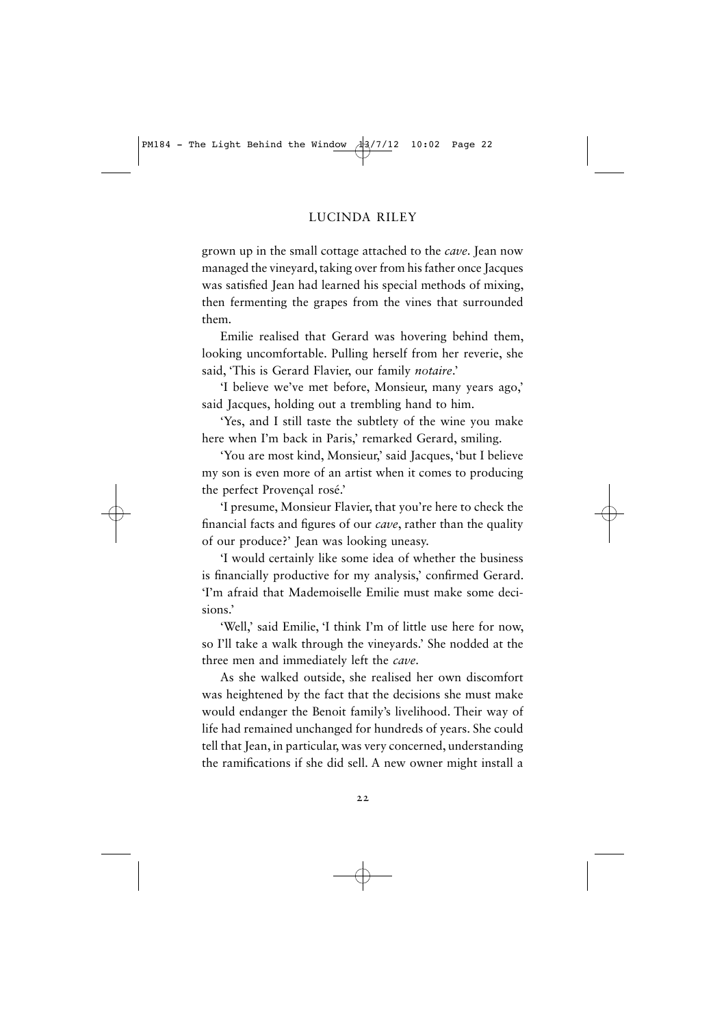grown up in the small cottage attached to the *cave*. Jean now managed the vineyard, taking over from his father once Jacques was satisfied Jean had learned his special methods of mixing, then fermenting the grapes from the vines that surrounded them.

Emilie realised that Gerard was hovering behind them, looking uncomfortable. Pulling herself from her reverie, she said, 'This is Gerard Flavier, our family *notaire*.'

'I believe we've met before, Monsieur, many years ago,' said Jacques, holding out a trembling hand to him.

'Yes, and I still taste the subtlety of the wine you make here when I'm back in Paris,' remarked Gerard, smiling.

'You are most kind, Monsieur,' said Jacques, 'but I believe my son is even more of an artist when it comes to producing the perfect Provençal rosé.'

'I presume, Monsieur Flavier, that you're here to check the financial facts and figures of our *cave*, rather than the quality of our produce?' Jean was looking uneasy.

'I would certainly like some idea of whether the business is financially productive for my analysis,' confirmed Gerard. 'I'm afraid that Mademoiselle Emilie must make some decisions.'

'Well,' said Emilie, 'I think I'm of little use here for now, so I'll take a walk through the vineyards.' She nodded at the three men and immediately left the *cave*.

As she walked outside, she realised her own discomfort was heightened by the fact that the decisions she must make would endanger the Benoit family's livelihood. Their way of life had remained unchanged for hundreds of years. She could tell that Jean, in particular, was very concerned, understanding the ramifications if she did sell. A new owner might install a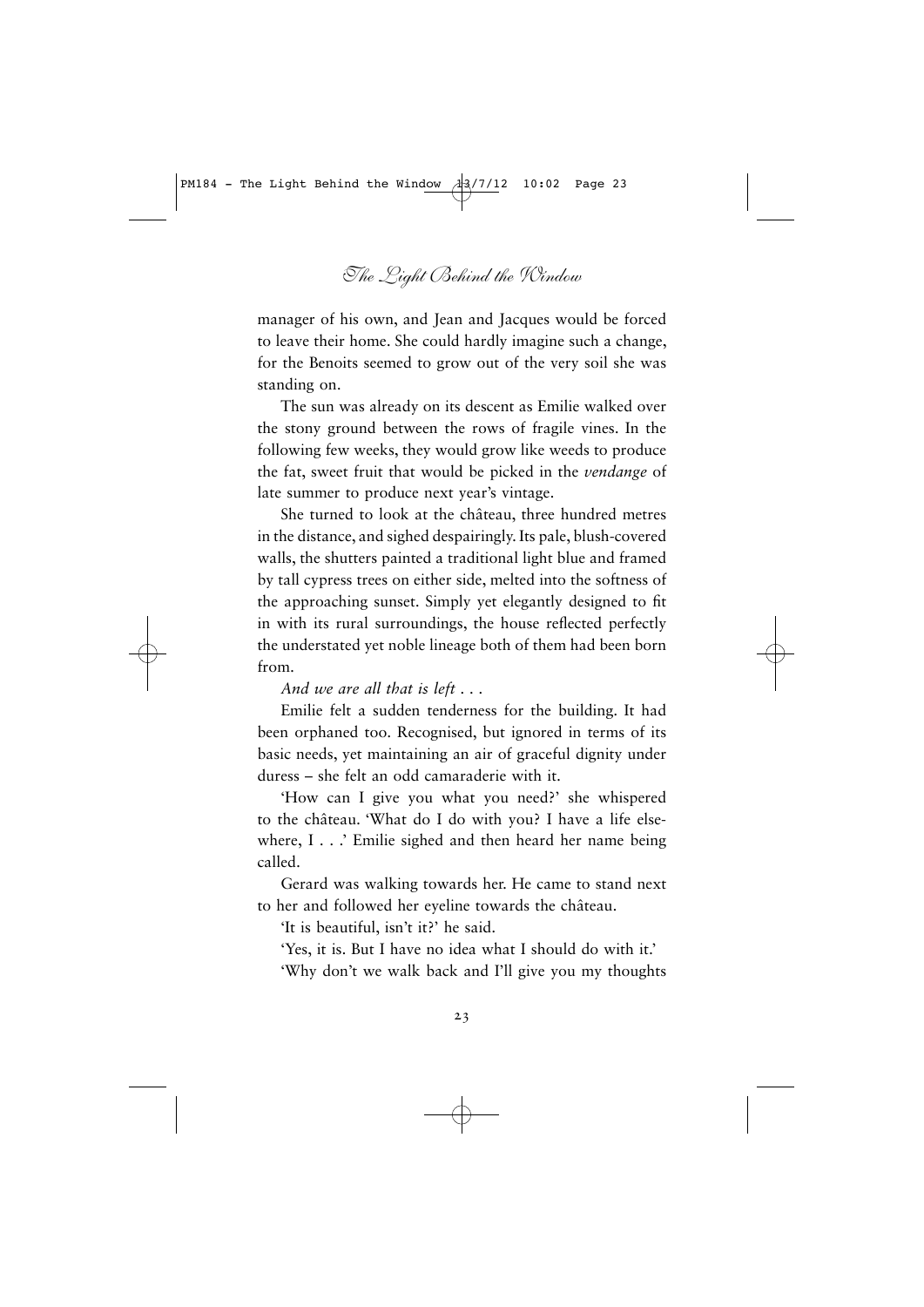manager of his own, and Jean and Jacques would be forced to leave their home. She could hardly imagine such a change, for the Benoits seemed to grow out of the very soil she was standing on.

The sun was already on its descent as Emilie walked over the stony ground between the rows of fragile vines. In the following few weeks, they would grow like weeds to produce the fat, sweet fruit that would be picked in the *vendange* of late summer to produce next year's vintage.

She turned to look at the château, three hundred metres in the distance, and sighed despairingly. Its pale, blush-covered walls, the shutters painted a traditional light blue and framed by tall cypress trees on either side, melted into the softness of the approaching sunset. Simply yet elegantly designed to fit in with its rural surroundings, the house reflected perfectly the understated yet noble lineage both of them had been born from.

*And we are all that is left . . .*

Emilie felt a sudden tenderness for the building. It had been orphaned too. Recognised, but ignored in terms of its basic needs, yet maintaining an air of graceful dignity under duress – she felt an odd camaraderie with it.

'How can I give you what you need?' she whispered to the château. 'What do I do with you? I have a life elsewhere, I . . .' Emilie sighed and then heard her name being called.

Gerard was walking towards her. He came to stand next to her and followed her eyeline towards the château.

'It is beautiful, isn't it?' he said.

'Yes, it is. But I have no idea what I should do with it.'

'Why don't we walk back and I'll give you my thoughts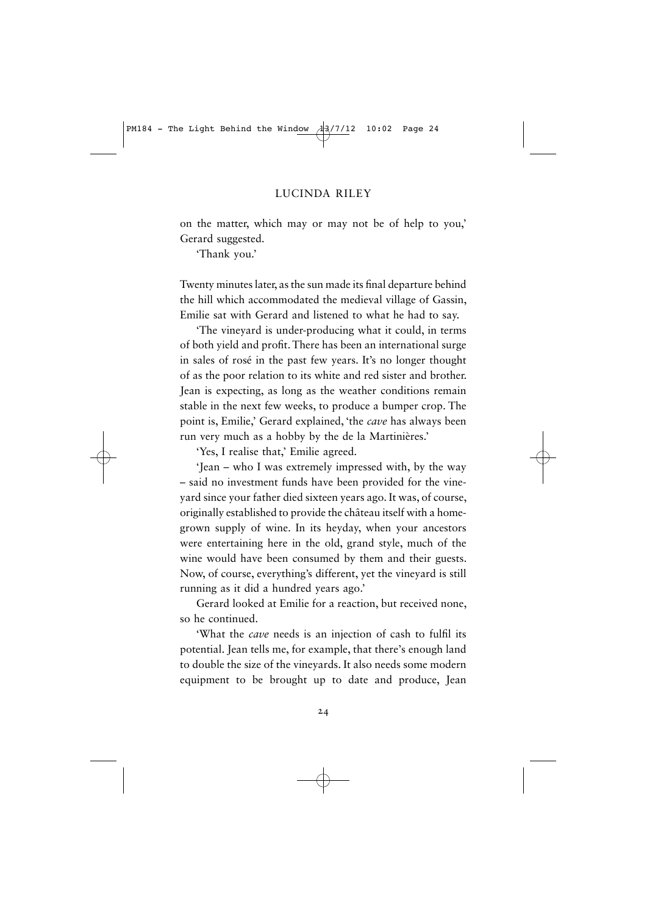on the matter, which may or may not be of help to you,' Gerard suggested.

'Thank you.'

Twenty minutes later, as the sun made its final departure behind the hill which accommodated the medieval village of Gassin, Emilie sat with Gerard and listened to what he had to say.

'The vineyard is under-producing what it could, in terms of both yield and profit. There has been an international surge in sales of rosé in the past few years. It's no longer thought of as the poor relation to its white and red sister and brother. Jean is expecting, as long as the weather conditions remain stable in the next few weeks, to produce a bumper crop. The point is, Emilie,' Gerard explained, 'the *cave* has always been run very much as a hobby by the de la Martinières.'

'Yes, I realise that,' Emilie agreed.

'Jean – who I was extremely impressed with, by the way – said no investment funds have been provided for the vineyard since your father died sixteen years ago. It was, of course, originally established to provide the château itself with a home-grown supply of wine. In its heyday, when your ancestors were entertaining here in the old, grand style, much of the wine would have been consumed by them and their guests. Now, of course, everything's different, yet the vineyard is still running as it did a hundred years ago.'

Gerard looked at Emilie for a reaction, but received none, so he continued.

'What the *cave* needs is an injection of cash to fulfil its potential. Jean tells me, for example, that there's enough land to double the size of the vineyards. It also needs some modern equipment to be brought up to date and produce, Jean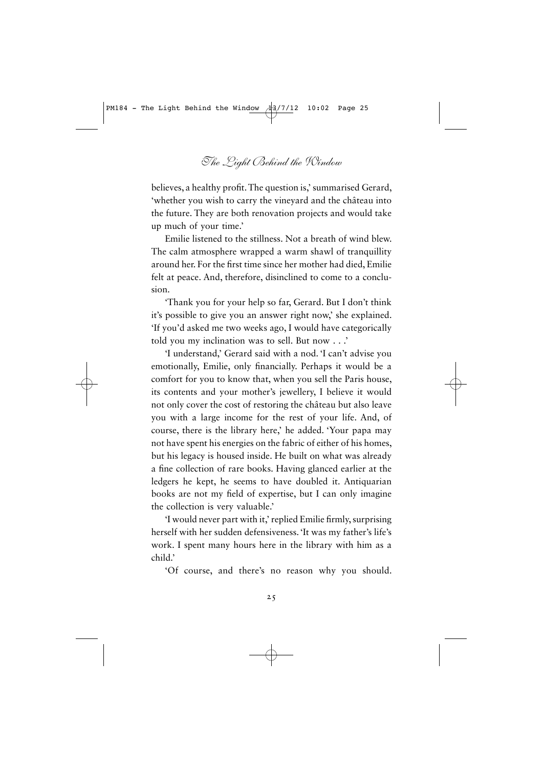believes, a healthy profit. The question is,' summarised Gerard, 'whether you wish to carry the vineyard and the château into the future. They are both renovation projects and would take up much of your time.'

Emilie listened to the stillness. Not a breath of wind blew. The calm atmosphere wrapped a warm shawl of tranquillity around her. For the first time since her mother had died, Emilie felt at peace. And, therefore, disinclined to come to a conclusion.

'Thank you for your help so far, Gerard. But I don't think it's possible to give you an answer right now,' she explained. 'If you'd asked me two weeks ago, I would have categorically told you my inclination was to sell. But now . . .'

'I understand,' Gerard said with a nod. 'I can't advise you emotionally, Emilie, only financially. Perhaps it would be a comfort for you to know that, when you sell the Paris house, its contents and your mother's jewellery, I believe it would not only cover the cost of restoring the château but also leave you with a large income for the rest of your life. And, of course, there is the library here,' he added. 'Your papa may not have spent his energies on the fabric of either of his homes, but his legacy is housed inside. He built on what was already a fine collection of rare books. Having glanced earlier at the ledgers he kept, he seems to have doubled it. Antiquarian books are not my field of expertise, but I can only imagine the collection is very valuable.'

'I would never part with it,' replied Emilie firmly, surprising herself with her sudden defensiveness. 'It was my father's life's work. I spent many hours here in the library with him as a child.'

'Of course, and there's no reason why you should.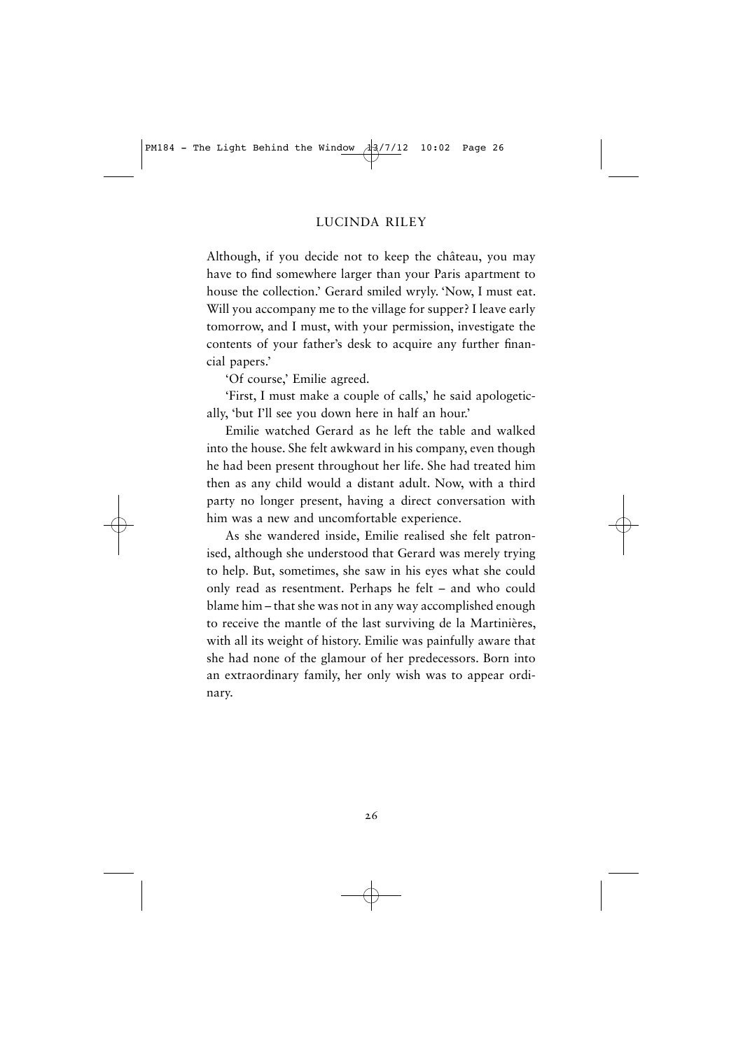Although, if you decide not to keep the château, you may have to find somewhere larger than your Paris apartment to house the collection.' Gerard smiled wryly. 'Now, I must eat. Will you accompany me to the village for supper? I leave early tomorrow, and I must, with your permission, investigate the contents of your father's desk to acquire any further financial papers.'

'Of course,' Emilie agreed.

'First, I must make a couple of calls,' he said apologetically, 'but I'll see you down here in half an hour.'

Emilie watched Gerard as he left the table and walked into the house. She felt awkward in his company, even though he had been present throughout her life. She had treated him then as any child would a distant adult. Now, with a third party no longer present, having a direct conversation with him was a new and uncomfortable experience.

As she wandered inside, Emilie realised she felt patronised, although she understood that Gerard was merely trying to help. But, sometimes, she saw in his eyes what she could only read as resentment. Perhaps he felt – and who could blame him – that she was not in any way accomplished enough to receive the mantle of the last surviving de la Martinières, with all its weight of history. Emilie was painfully aware that she had none of the glamour of her predecessors. Born into an extraordinary family, her only wish was to appear ordinary.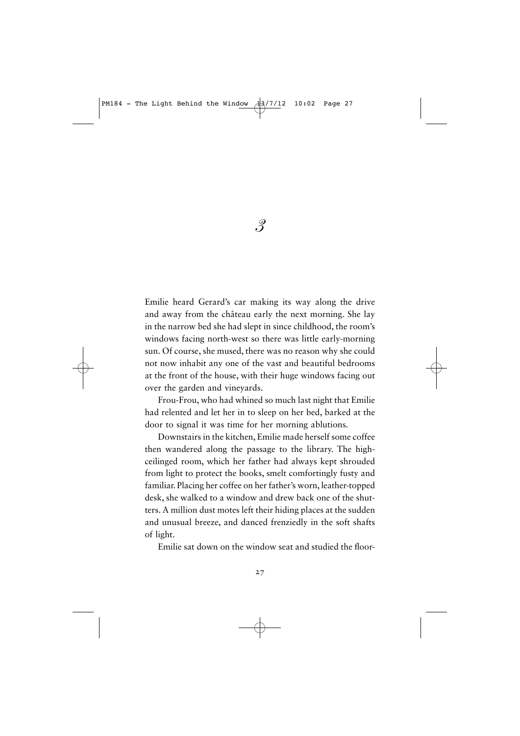# 3

Emilie heard Gerard's car making its way along the drive and away from the château early the next morning. She lay in the narrow bed she had slept in since childhood, the room's windows facing north-west so there was little early-morning sun. Of course, she mused, there was no reason why she could not now inhabit any one of the vast and beautiful bedrooms at the front of the house, with their huge windows facing out over the garden and vineyards.

Frou-Frou, who had whined so much last night that Emilie had relented and let her in to sleep on her bed, barked at the door to signal it was time for her morning ablutions.

Downstairs in the kitchen, Emilie made herself some coffee then wandered along the passage to the library. The high-ceilinged room, which her father had always kept shrouded from light to protect the books, smelt comfortingly fusty and familiar. Placing her coffee on her father's worn, leather-topped desk, she walked to a window and drew back one of the shutters. A million dust motes left their hiding places at the sudden and unusual breeze, and danced frenziedly in the soft shafts of light.

Emilie sat down on the window seat and studied the floor-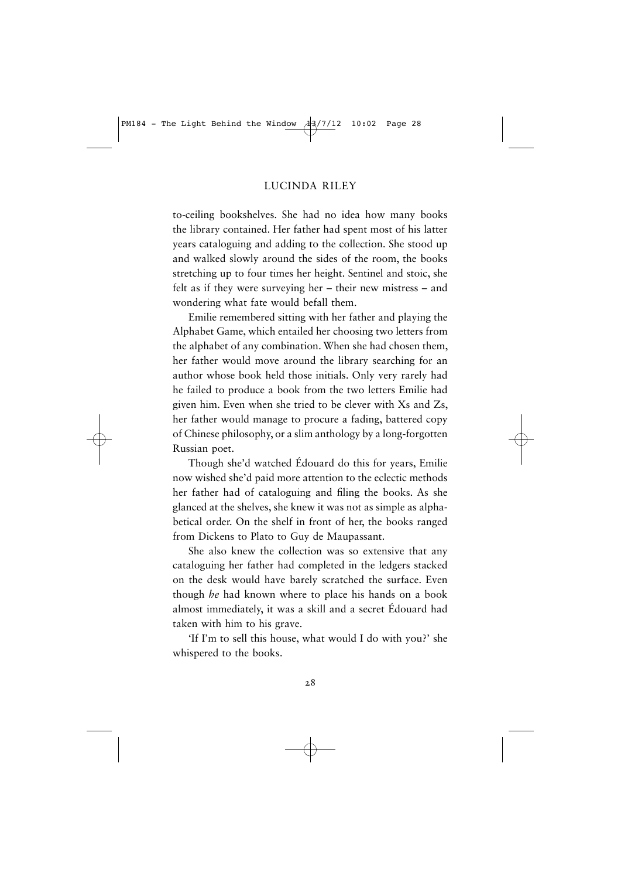to-ceiling bookshelves. She had no idea how many books the library contained. Her father had spent most of his latter years cataloguing and adding to the collection. She stood up and walked slowly around the sides of the room, the books stretching up to four times her height. Sentinel and stoic, she felt as if they were surveying her – their new mistress – and wondering what fate would befall them.

Emilie remembered sitting with her father and playing the Alphabet Game, which entailed her choosing two letters from the alphabet of any combination. When she had chosen them, her father would move around the library searching for an author whose book held those initials. Only very rarely had he failed to produce a book from the two letters Emilie had given him. Even when she tried to be clever with Xs and Zs, her father would manage to procure a fading, battered copy of Chinese philosophy, or a slim anthology by a long-forgotten Russian poet.

Though she'd watched Édouard do this for years, Emilie now wished she'd paid more attention to the eclectic methods her father had of cataloguing and filing the books. As she glanced at the shelves, she knew it was not as simple as alphabetical order. On the shelf in front of her, the books ranged from Dickens to Plato to Guy de Maupassant.

She also knew the collection was so extensive that any cataloguing her father had completed in the ledgers stacked on the desk would have barely scratched the surface. Even though *he* had known where to place his hands on a book almost immediately, it was a skill and a secret Édouard had taken with him to his grave.

'If I'm to sell this house, what would I do with you?' she whispered to the books.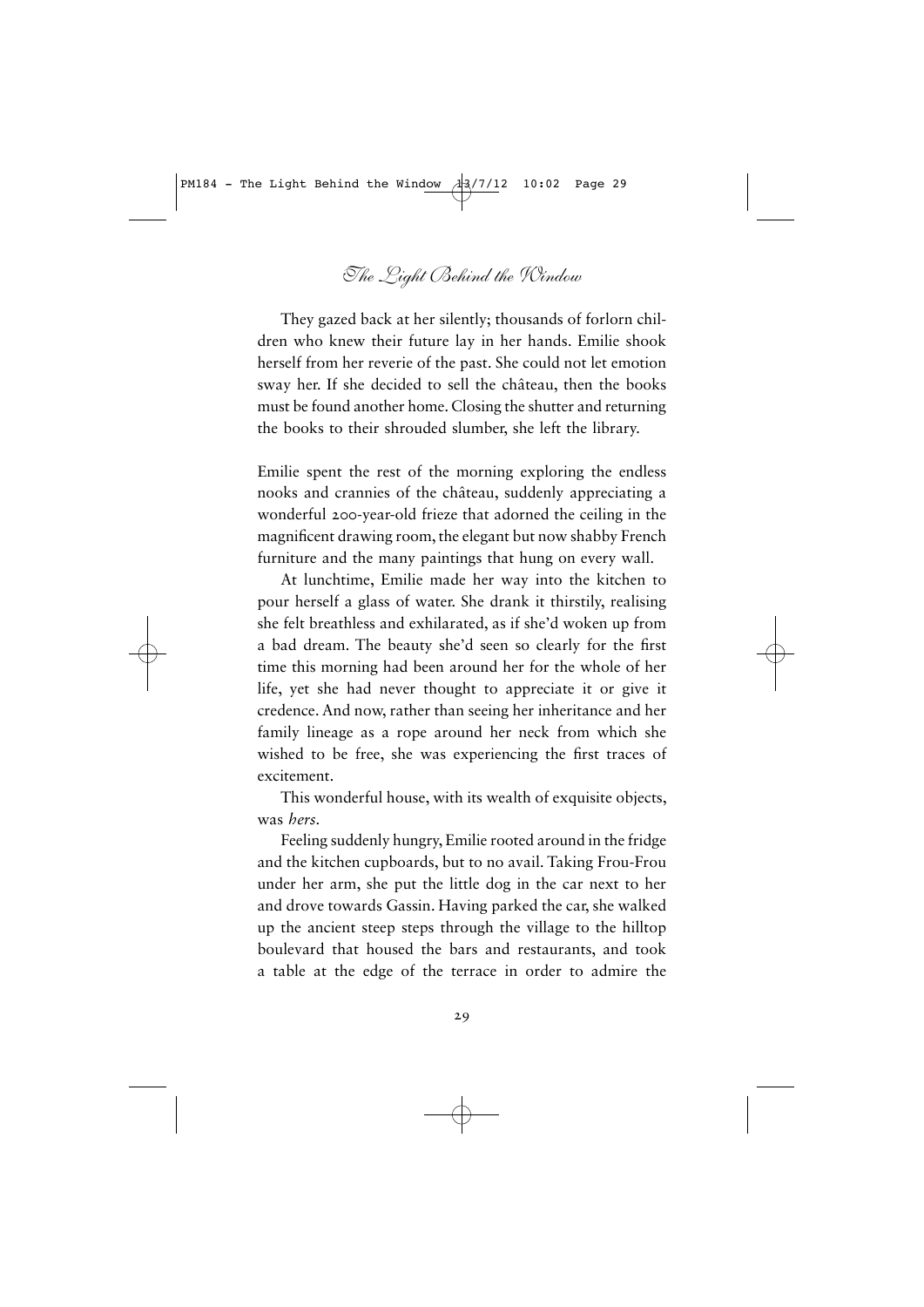They gazed back at her silently; thousands of forlorn children who knew their future lay in her hands. Emilie shook herself from her reverie of the past. She could not let emotion sway her. If she decided to sell the château, then the books must be found another home. Closing the shutter and returning the books to their shrouded slumber, she left the library.

Emilie spent the rest of the morning exploring the endless nooks and crannies of the château, suddenly appreciating a wonderful 200-year-old frieze that adorned the ceiling in the magnificent drawing room, the elegant but now shabby French furniture and the many paintings that hung on every wall.

At lunchtime, Emilie made her way into the kitchen to pour herself a glass of water. She drank it thirstily, realising she felt breathless and exhilarated, as if she'd woken up from a bad dream. The beauty she'd seen so clearly for the first time this morning had been around her for the whole of her life, yet she had never thought to appreciate it or give it credence. And now, rather than seeing her inheritance and her family lineage as a rope around her neck from which she wished to be free, she was experiencing the first traces of excitement.

This wonderful house, with its wealth of exquisite objects, was *hers*.

Feeling suddenly hungry, Emilie rooted around in the fridge and the kitchen cupboards, but to no avail. Taking Frou-Frou under her arm, she put the little dog in the car next to her and drove towards Gassin. Having parked the car, she walked up the ancient steep steps through the village to the hilltop boulevard that housed the bars and restaurants, and took a table at the edge of the terrace in order to admire the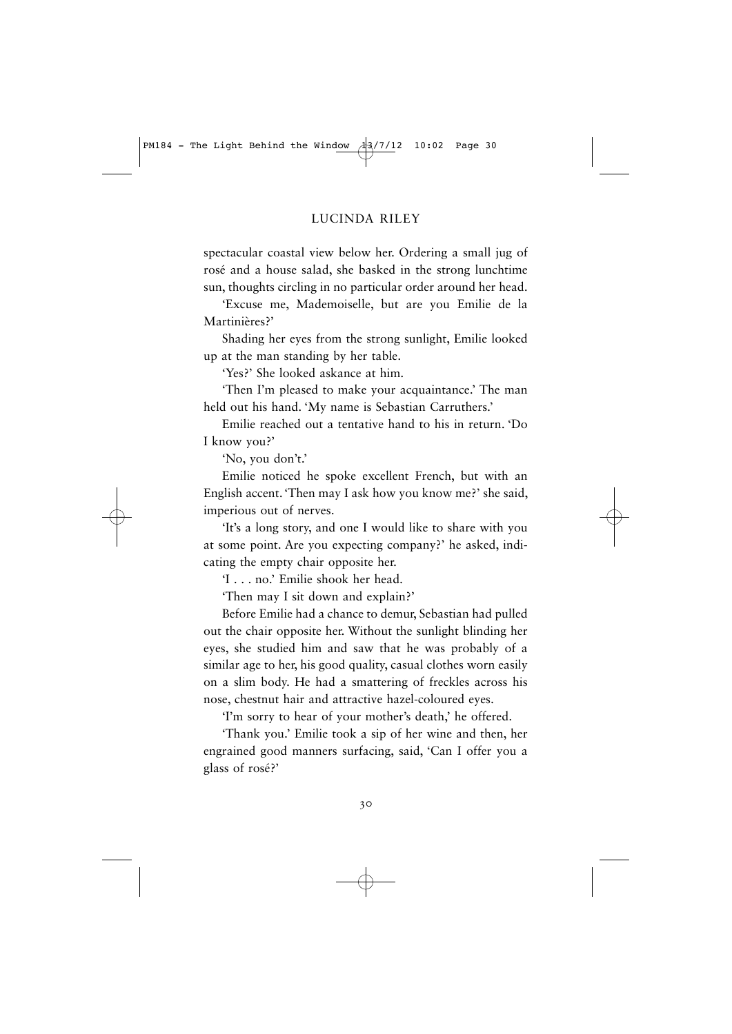spectacular coastal view below her. Ordering a small jug of rosé and a house salad, she basked in the strong lunchtime sun, thoughts circling in no particular order around her head.

'Excuse me, Mademoiselle, but are you Emilie de la Martinières?'

Shading her eyes from the strong sunlight, Emilie looked up at the man standing by her table.

'Yes?' She looked askance at him.

'Then I'm pleased to make your acquaintance.' The man held out his hand. 'My name is Sebastian Carruthers.'

Emilie reached out a tentative hand to his in return. 'Do I know you?'

'No, you don't.'

Emilie noticed he spoke excellent French, but with an English accent. 'Then may I ask how you know me?' she said, imperious out of nerves.

'It's a long story, and one I would like to share with you at some point. Are you expecting company?' he asked, indicating the empty chair opposite her.

'I . . . no.' Emilie shook her head.

'Then may I sit down and explain?'

Before Emilie had a chance to demur, Sebastian had pulled out the chair opposite her. Without the sunlight blinding her eyes, she studied him and saw that he was probably of a similar age to her, his good quality, casual clothes worn easily on a slim body. He had a smattering of freckles across his nose, chestnut hair and attractive hazel-coloured eyes.

'I'm sorry to hear of your mother's death,' he offered.

'Thank you.' Emilie took a sip of her wine and then, her engrained good manners surfacing, said, 'Can I offer you a glass of rosé?'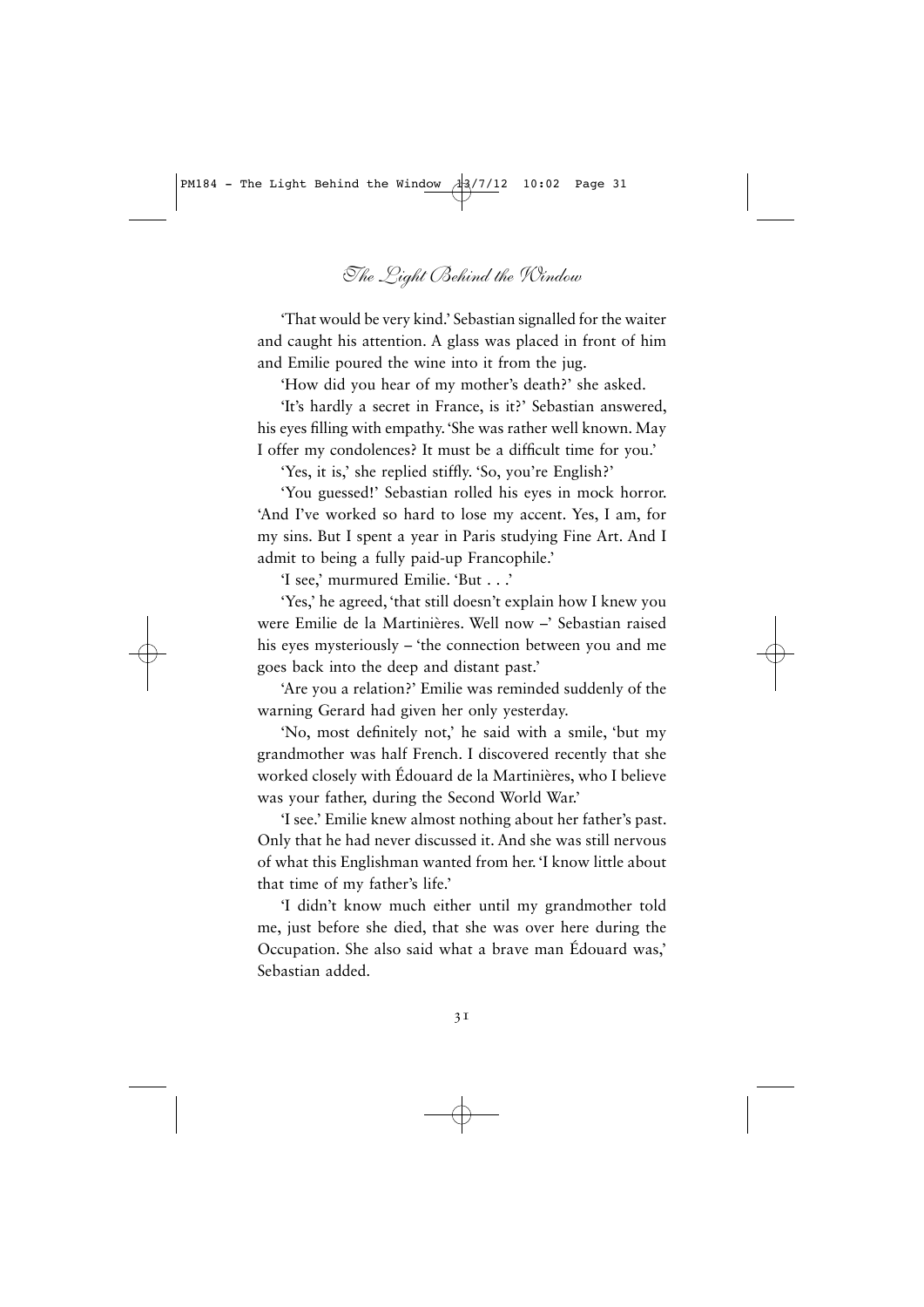'That would be very kind.' Sebastian signalled for the waiter and caught his attention. A glass was placed in front of him and Emilie poured the wine into it from the jug.

'How did you hear of my mother's death?' she asked.

'It's hardly a secret in France, is it?' Sebastian answered, his eyes filling with empathy. 'She was rather well known. May I offer my condolences? It must be a difficult time for you.'

'Yes, it is,' she replied stiffly. 'So, you're English?'

'You guessed!' Sebastian rolled his eyes in mock horror. 'And I've worked so hard to lose my accent. Yes, I am, for my sins. But I spent a year in Paris studying Fine Art. And I admit to being a fully paid-up Francophile.'

'I see,' murmured Emilie. 'But . . .'

'Yes,' he agreed, 'that still doesn't explain how I knew you were Emilie de la Martinières. Well now –' Sebastian raised his eyes mysteriously – 'the connection between you and me goes back into the deep and distant past.'

'Are you a relation?' Emilie was reminded suddenly of the warning Gerard had given her only yesterday.

'No, most definitely not,' he said with a smile, 'but my grandmother was half French. I discovered recently that she worked closely with Édouard de la Martinières, who I believe was your father, during the Second World War.'

'I see.' Emilie knew almost nothing about her father's past. Only that he had never discussed it. And she was still nervous of what this Englishman wanted from her. 'I know little about that time of my father's life.'

'I didn't know much either until my grandmother told me, just before she died, that she was over here during the Occupation. She also said what a brave man Édouard was,' Sebastian added.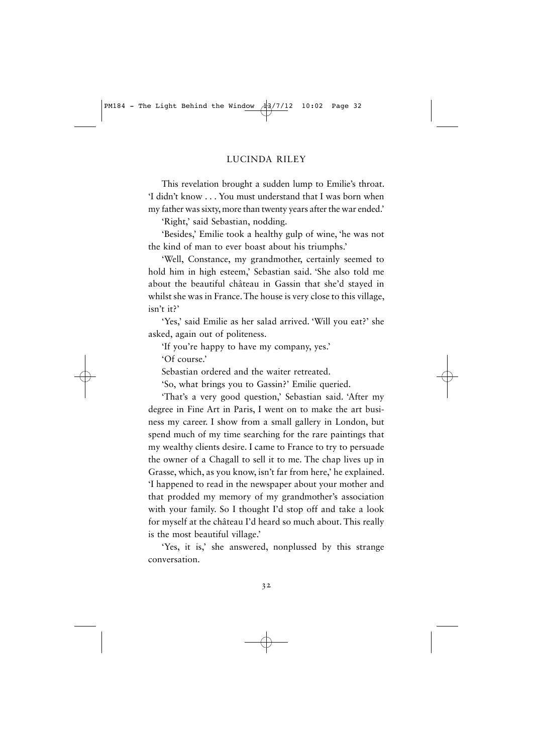This revelation brought a sudden lump to Emilie's throat. 'I didn't know . . . You must understand that I was born when my father was sixty, more than twenty years after the war ended.'

'Right,' said Sebastian, nodding.

'Besides,' Emilie took a healthy gulp of wine, 'he was not the kind of man to ever boast about his triumphs.'

'Well, Constance, my grandmother, certainly seemed to hold him in high esteem,' Sebastian said. 'She also told me about the beautiful château in Gassin that she'd stayed in whilst she was in France. The house is very close to this village, isn't it?'

'Yes,' said Emilie as her salad arrived. 'Will you eat?' she asked, again out of politeness.

'If you're happy to have my company, yes.'

'Of course.'

Sebastian ordered and the waiter retreated.

'So, what brings you to Gassin?' Emilie queried.

'That's a very good question,' Sebastian said. 'After my degree in Fine Art in Paris, I went on to make the art business my career. I show from a small gallery in London, but spend much of my time searching for the rare paintings that my wealthy clients desire. I came to France to try to persuade the owner of a Chagall to sell it to me. The chap lives up in Grasse, which, as you know, isn't far from here,' he explained. 'I happened to read in the newspaper about your mother and that prodded my memory of my grandmother's association with your family. So I thought I'd stop off and take a look for myself at the château I'd heard so much about. This really is the most beautiful village.'

'Yes, it is,' she answered, nonplussed by this strange conversation.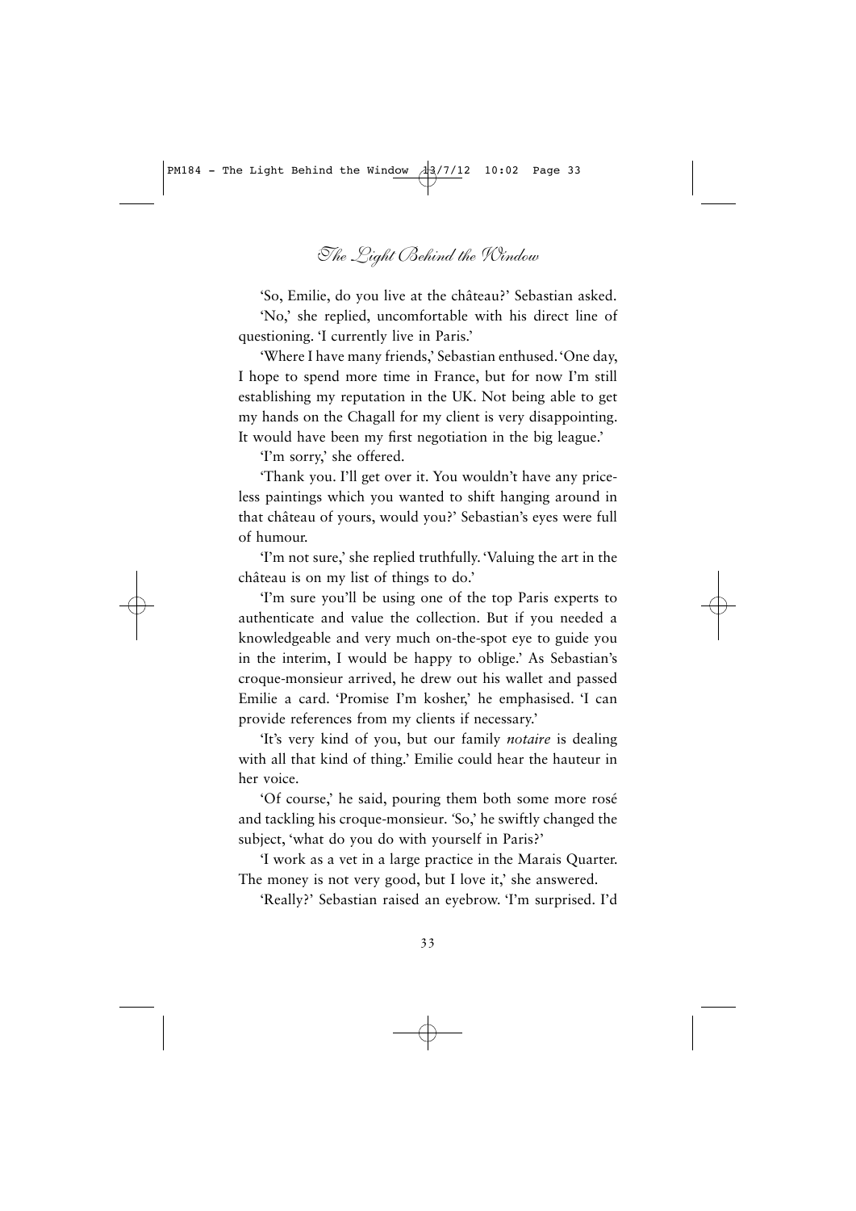'So, Emilie, do you live at the château?' Sebastian asked.

'No,' she replied, uncomfortable with his direct line of questioning. 'I currently live in Paris.'

'Where I have many friends,' Sebastian enthused. 'One day, I hope to spend more time in France, but for now I'm still establishing my reputation in the UK. Not being able to get my hands on the Chagall for my client is very disappointing. It would have been my first negotiation in the big league.'

'I'm sorry,' she offered.

'Thank you. I'll get over it. You wouldn't have any priceless paintings which you wanted to shift hanging around in that château of yours, would you?' Sebastian's eyes were full of humour.

'I'm not sure,' she replied truthfully. 'Valuing the art in the château is on my list of things to do.'

'I'm sure you'll be using one of the top Paris experts to authenticate and value the collection. But if you needed a knowledgeable and very much on-the-spot eye to guide you in the interim, I would be happy to oblige.' As Sebastian's croque-monsieur arrived, he drew out his wallet and passed Emilie a card. 'Promise I'm kosher,' he emphasised. 'I can provide references from my clients if necessary.'

'It's very kind of you, but our family *notaire* is dealing with all that kind of thing.' Emilie could hear the hauteur in her voice.

'Of course,' he said, pouring them both some more rosé and tackling his croque-monsieur. 'So,' he swiftly changed the subject, 'what do you do with yourself in Paris?'

'I work as a vet in a large practice in the Marais Quarter. The money is not very good, but I love it,' she answered.

'Really?' Sebastian raised an eyebrow. 'I'm surprised. I'd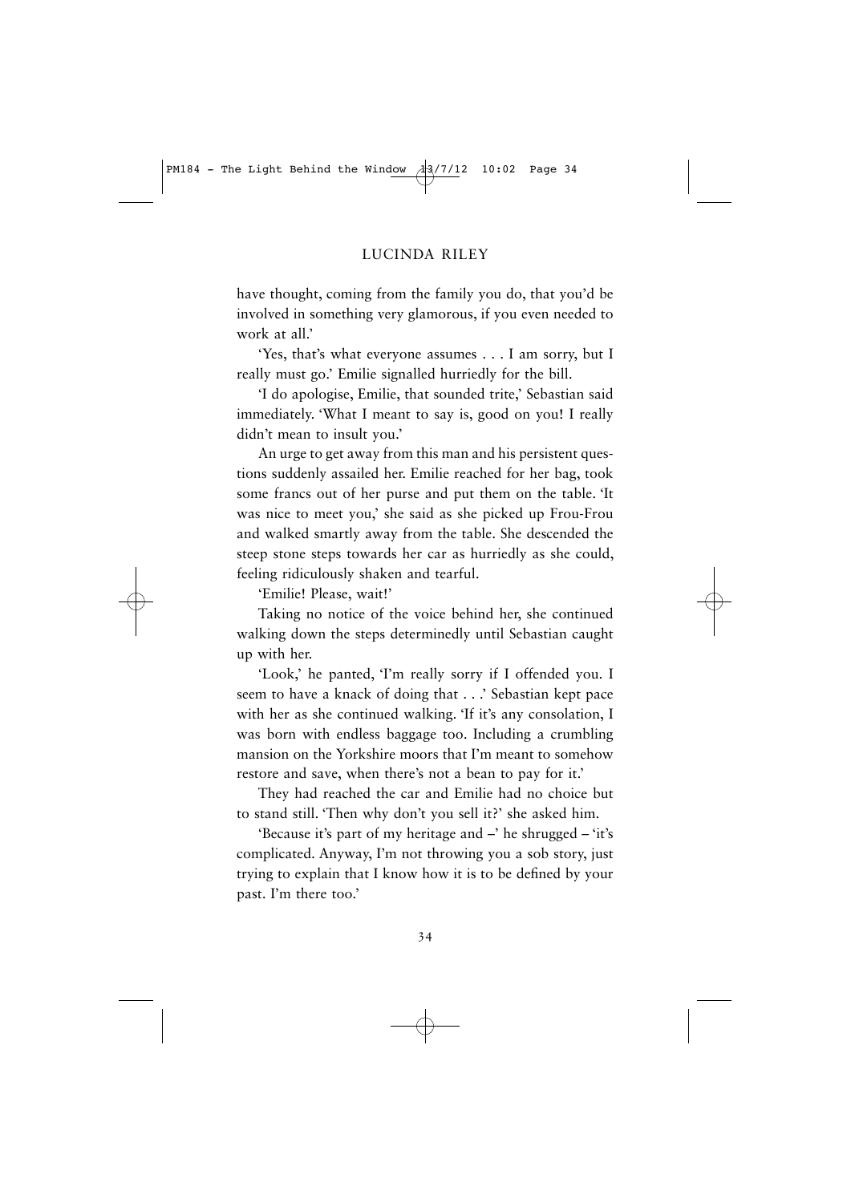have thought, coming from the family you do, that you'd be involved in something very glamorous, if you even needed to work at all.'

'Yes, that's what everyone assumes . . . I am sorry, but I really must go.' Emilie signalled hurriedly for the bill.

'I do apologise, Emilie, that sounded trite,' Sebastian said immediately. 'What I meant to say is, good on you! I really didn't mean to insult you.'

An urge to get away from this man and his persistent questions suddenly assailed her. Emilie reached for her bag, took some francs out of her purse and put them on the table. 'It was nice to meet you,' she said as she picked up Frou-Frou and walked smartly away from the table. She descended the steep stone steps towards her car as hurriedly as she could, feeling ridiculously shaken and tearful.

'Emilie! Please, wait!'

Taking no notice of the voice behind her, she continued walking down the steps determinedly until Sebastian caught up with her.

'Look,' he panted, 'I'm really sorry if I offended you. I seem to have a knack of doing that . . .' Sebastian kept pace with her as she continued walking. 'If it's any consolation, I was born with endless baggage too. Including a crumbling mansion on the Yorkshire moors that I'm meant to somehow restore and save, when there's not a bean to pay for it.'

They had reached the car and Emilie had no choice but to stand still. 'Then why don't you sell it?' she asked him.

'Because it's part of my heritage and –' he shrugged – 'it's complicated. Anyway, I'm not throwing you a sob story, just trying to explain that I know how it is to be defined by your past. I'm there too.'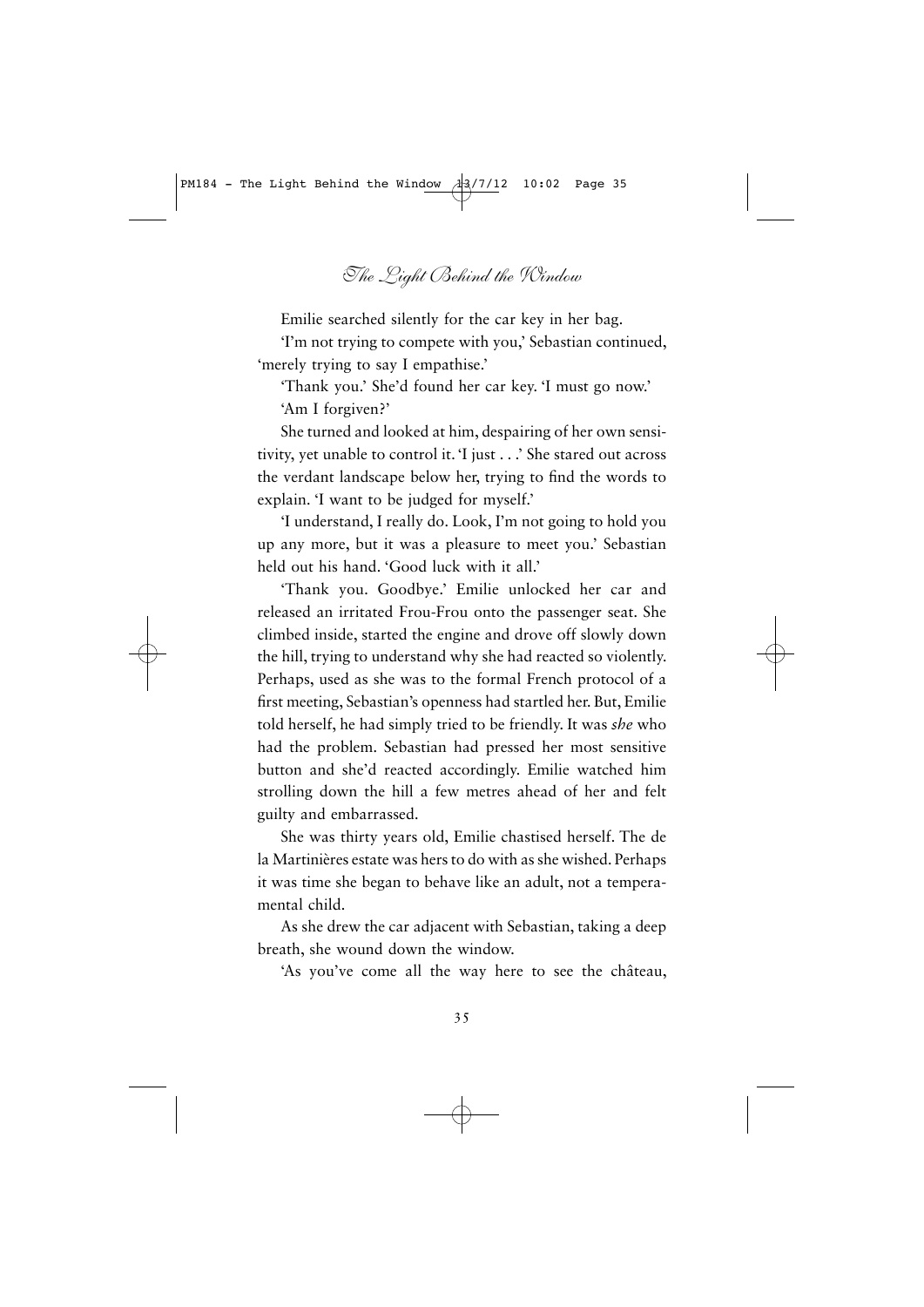Emilie searched silently for the car key in her bag.

'I'm not trying to compete with you,' Sebastian continued, 'merely trying to say I empathise.'

'Thank you.' She'd found her car key. 'I must go now.'

'Am I forgiven?'

She turned and looked at him, despairing of her own sensitivity, yet unable to control it. 'I just . . .' She stared out across the verdant landscape below her, trying to find the words to explain. 'I want to be judged for myself.'

'I understand, I really do. Look, I'm not going to hold you up any more, but it was a pleasure to meet you.' Sebastian held out his hand. 'Good luck with it all.'

'Thank you. Goodbye.' Emilie unlocked her car and released an irritated Frou-Frou onto the passenger seat. She climbed inside, started the engine and drove off slowly down the hill, trying to understand why she had reacted so violently. Perhaps, used as she was to the formal French protocol of a first meeting, Sebastian's openness had startled her. But, Emilie told herself, he had simply tried to be friendly. It was *she* who had the problem. Sebastian had pressed her most sensitive button and she'd reacted accordingly. Emilie watched him strolling down the hill a few metres ahead of her and felt guilty and embarrassed.

She was thirty years old, Emilie chastised herself. The de la Martinières estate was hers to do with as she wished. Perhaps it was time she began to behave like an adult, not a temperamental child.

As she drew the car adjacent with Sebastian, taking a deep breath, she wound down the window.

'As you've come all the way here to see the château,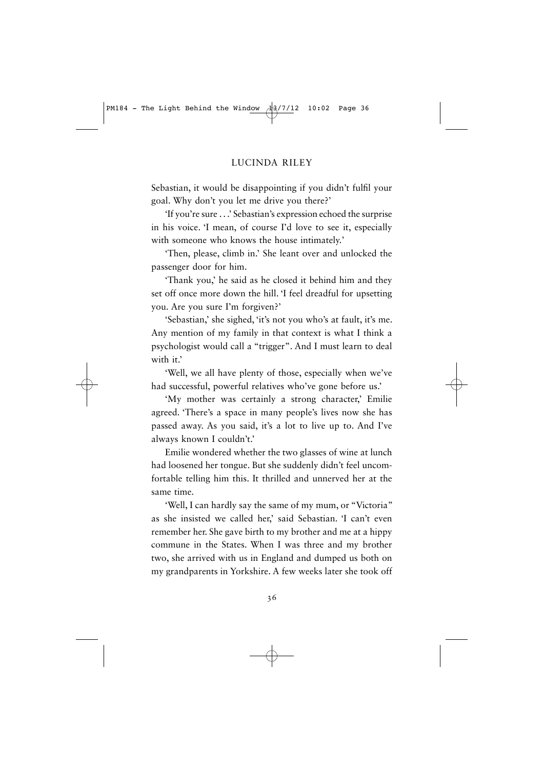Sebastian, it would be disappointing if you didn't fulfil your goal. Why don't you let me drive you there?'

'If you're sure . . .' Sebastian's expression echoed the surprise in his voice. 'I mean, of course I'd love to see it, especially with someone who knows the house intimately.'

'Then, please, climb in.' She leant over and unlocked the passenger door for him.

'Thank you,' he said as he closed it behind him and they set off once more down the hill. 'I feel dreadful for upsetting you. Are you sure I'm forgiven?'

'Sebastian,' she sighed, 'it's not you who's at fault, it's me. Any mention of my family in that context is what I think a psychologist would call a "trigger". And I must learn to deal with it.'

'Well, we all have plenty of those, especially when we've had successful, powerful relatives who've gone before us.'

'My mother was certainly a strong character,' Emilie agreed. 'There's a space in many people's lives now she has passed away. As you said, it's a lot to live up to. And I've always known I couldn't.'

Emilie wondered whether the two glasses of wine at lunch had loosened her tongue. But she suddenly didn't feel uncomfortable telling him this. It thrilled and unnerved her at the same time.

'Well, I can hardly say the same of my mum, or "Victoria" as she insisted we called her,' said Sebastian. 'I can't even remember her. She gave birth to my brother and me at a hippy commune in the States. When I was three and my brother two, she arrived with us in England and dumped us both on my grandparents in Yorkshire. A few weeks later she took off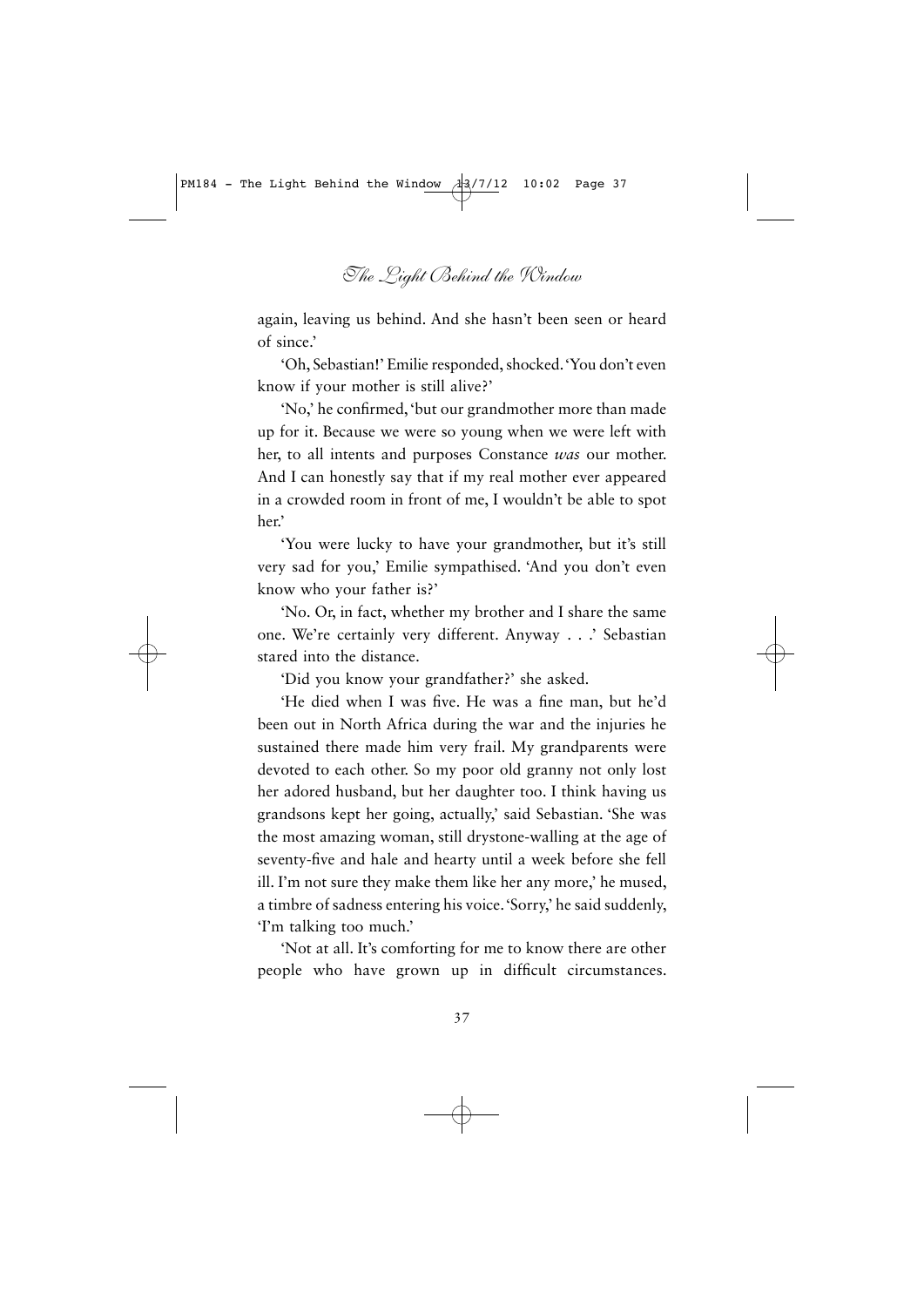again, leaving us behind. And she hasn't been seen or heard of since.'

'Oh, Sebastian!' Emilie responded, shocked. 'You don't even know if your mother is still alive?'

'No,' he confirmed, 'but our grandmother more than made up for it. Because we were so young when we were left with her, to all intents and purposes Constance *was* our mother. And I can honestly say that if my real mother ever appeared in a crowded room in front of me, I wouldn't be able to spot her.'

'You were lucky to have your grandmother, but it's still very sad for you,' Emilie sympathised. 'And you don't even know who your father is?'

'No. Or, in fact, whether my brother and I share the same one. We're certainly very different. Anyway . . .' Sebastian stared into the distance.

'Did you know your grandfather?' she asked.

'He died when I was five. He was a fine man, but he'd been out in North Africa during the war and the injuries he sustained there made him very frail. My grandparents were devoted to each other. So my poor old granny not only lost her adored husband, but her daughter too. I think having us grandsons kept her going, actually,' said Sebastian. 'She was the most amazing woman, still drystone-walling at the age of seventy-five and hale and hearty until a week before she fell ill. I'm not sure they make them like her any more,' he mused, a timbre of sadness entering his voice. 'Sorry,' he said suddenly, 'I'm talking too much.'

'Not at all. It's comforting for me to know there are other people who have grown up in difficult circumstances.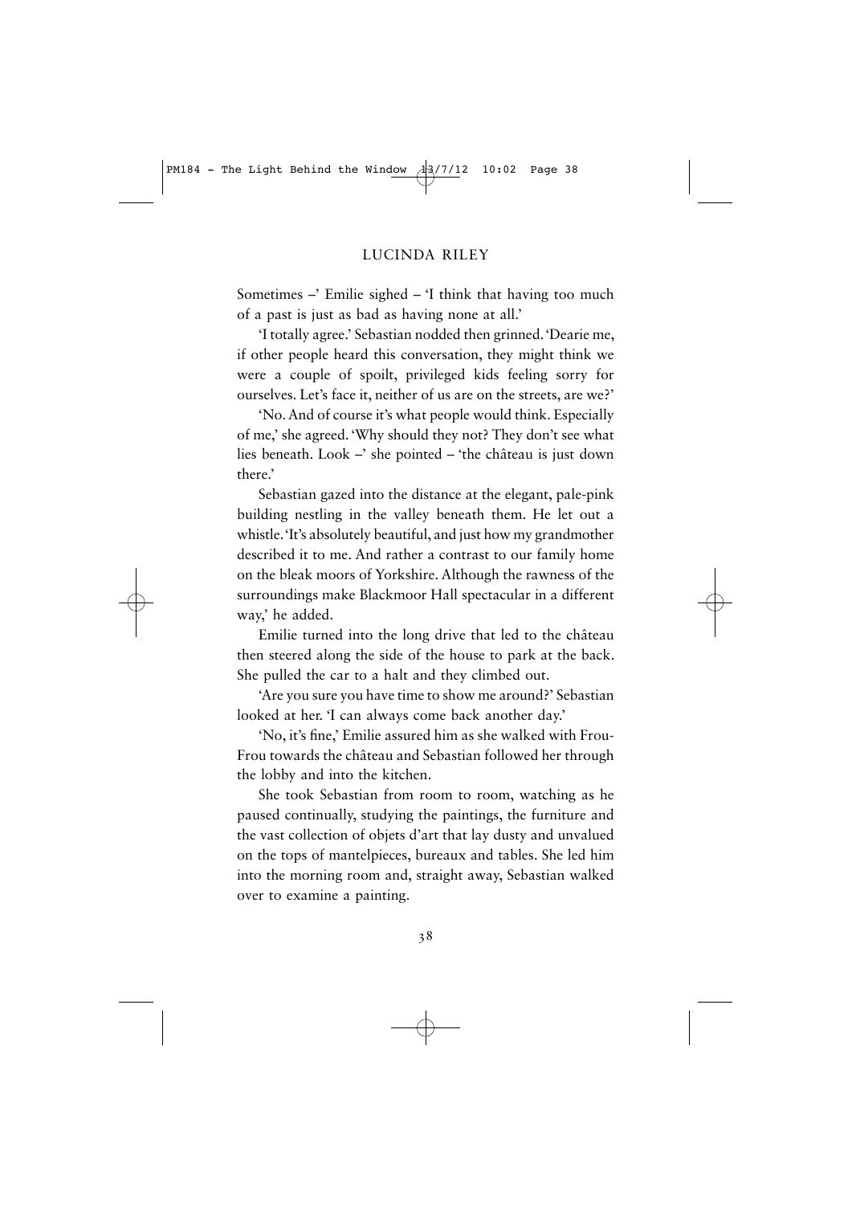Sometimes –' Emilie sighed – 'I think that having too much of a past is just as bad as having none at all.'

'I totally agree.' Sebastian nodded then grinned. 'Dearie me, if other people heard this conversation, they might think we were a couple of spoilt, privileged kids feeling sorry for ourselves. Let's face it, neither of us are on the streets, are we?'

'No. And of course it's what people would think. Especially of me,' she agreed. 'Why should they not? They don't see what lies beneath. Look –' she pointed – 'the château is just down there.'

Sebastian gazed into the distance at the elegant, pale-pink building nestling in the valley beneath them. He let out a whistle. 'It's absolutely beautiful, and just how my grandmother described it to me. And rather a contrast to our family home on the bleak moors of Yorkshire. Although the rawness of the surroundings make Blackmoor Hall spectacular in a different way,' he added.

Emilie turned into the long drive that led to the château then steered along the side of the house to park at the back. She pulled the car to a halt and they climbed out.

'Are you sure you have time to show me around?' Sebastian looked at her. 'I can always come back another day.'

'No, it's fine,' Emilie assured him as she walked with Frou-Frou towards the château and Sebastian followed her through the lobby and into the kitchen.

She took Sebastian from room to room, watching as he paused continually, studying the paintings, the furniture and the vast collection of objets d'art that lay dusty and unvalued on the tops of mantelpieces, bureaux and tables. She led him into the morning room and, straight away, Sebastian walked over to examine a painting.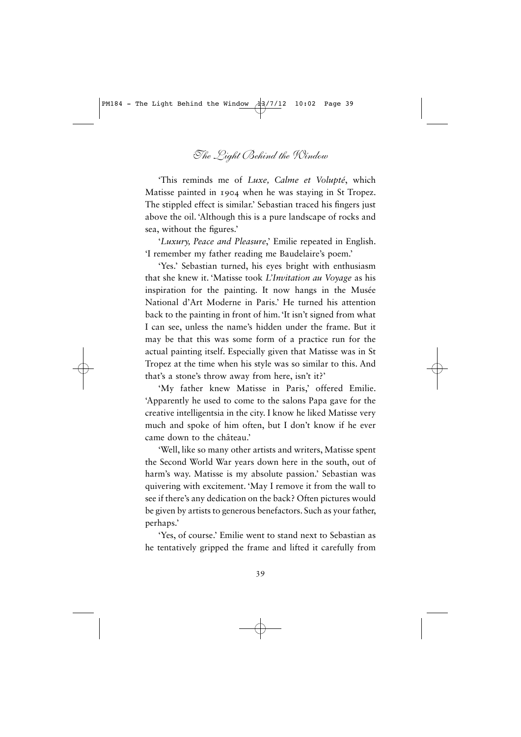'This reminds me of *Luxe, Calme et Volupté*, which Matisse painted in 1904 when he was staying in St Tropez. The stippled effect is similar.' Sebastian traced his fingers just above the oil. 'Although this is a pure landscape of rocks and sea, without the figures.'

'*Luxury, Peace and Pleasure*,' Emilie repeated in English. 'I remember my father reading me Baudelaire's poem.'

'Yes.' Sebastian turned, his eyes bright with enthusiasm that she knew it. 'Matisse took *L'Invitation au Voyage* as his inspiration for the painting. It now hangs in the Musée National d'Art Moderne in Paris.' He turned his attention back to the painting in front of him. 'It isn't signed from what I can see, unless the name's hidden under the frame. But it may be that this was some form of a practice run for the actual painting itself. Especially given that Matisse was in St Tropez at the time when his style was so similar to this. And that's a stone's throw away from here, isn't it?'

'My father knew Matisse in Paris,' offered Emilie. 'Apparently he used to come to the salons Papa gave for the creative intelligentsia in the city. I know he liked Matisse very much and spoke of him often, but I don't know if he ever came down to the château.'

'Well, like so many other artists and writers, Matisse spent the Second World War years down here in the south, out of harm's way. Matisse is my absolute passion.' Sebastian was quivering with excitement. 'May I remove it from the wall to see if there's any dedication on the back? Often pictures would be given by artists to generous benefactors. Such as your father, perhaps.'

'Yes, of course.' Emilie went to stand next to Sebastian as he tentatively gripped the frame and lifted it carefully from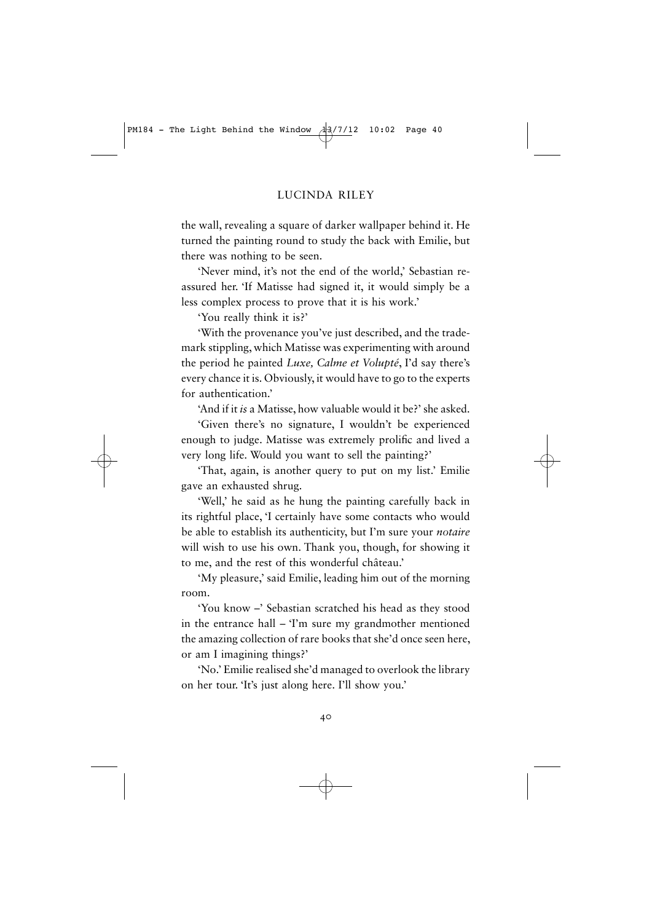the wall, revealing a square of darker wallpaper behind it. He turned the painting round to study the back with Emilie, but there was nothing to be seen.

'Never mind, it's not the end of the world,' Sebastian reassured her. 'If Matisse had signed it, it would simply be a less complex process to prove that it is his work.'

'You really think it is?'

'With the provenance you've just described, and the trademark stippling, which Matisse was experimenting with around the period he painted *Luxe, Calme et Volupté*, I'd say there's every chance it is. Obviously, it would have to go to the experts for authentication.'

'And if it *is* a Matisse, how valuable would it be?' she asked.

'Given there's no signature, I wouldn't be experienced enough to judge. Matisse was extremely prolific and lived a very long life. Would you want to sell the painting?'

'That, again, is another query to put on my list.' Emilie gave an exhausted shrug.

'Well,' he said as he hung the painting carefully back in its rightful place, 'I certainly have some contacts who would be able to establish its authenticity, but I'm sure your *notaire* will wish to use his own. Thank you, though, for showing it to me, and the rest of this wonderful château.'

'My pleasure,' said Emilie, leading him out of the morning room.

'You know –' Sebastian scratched his head as they stood in the entrance hall – 'I'm sure my grandmother mentioned the amazing collection of rare books that she'd once seen here, or am I imagining things?'

'No.' Emilie realised she'd managed to overlook the library on her tour. 'It's just along here. I'll show you.'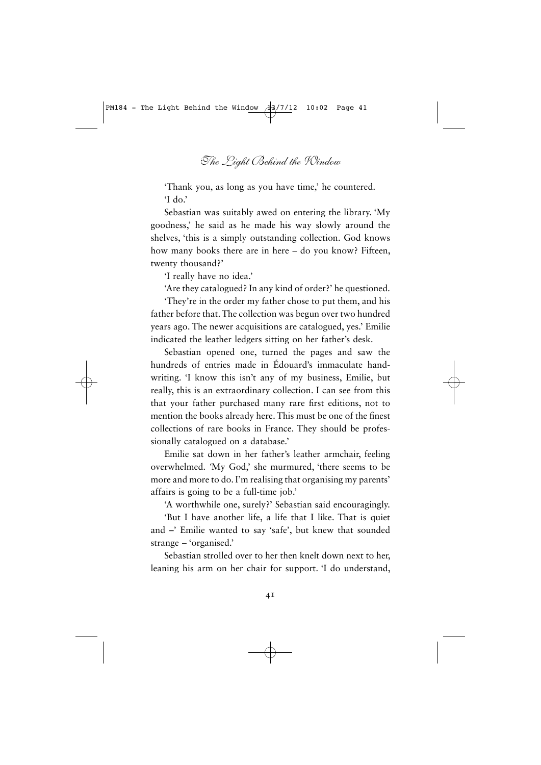'Thank you, as long as you have time,' he countered.

'I do.'

Sebastian was suitably awed on entering the library. 'My goodness,' he said as he made his way slowly around the shelves, 'this is a simply outstanding collection. God knows how many books there are in here – do you know? Fifteen, twenty thousand?'

'I really have no idea.'

'Are they catalogued? In any kind of order?' he questioned.

'They're in the order my father chose to put them, and his father before that. The collection was begun over two hundred years ago. The newer acquisitions are catalogued, yes.' Emilie indicated the leather ledgers sitting on her father's desk.

Sebastian opened one, turned the pages and saw the hundreds of entries made in Édouard's immaculate handwriting. 'I know this isn't any of my business, Emilie, but really, this is an extraordinary collection. I can see from this that your father purchased many rare first editions, not to mention the books already here. This must be one of the finest collections of rare books in France. They should be professionally catalogued on a database.'

Emilie sat down in her father's leather armchair, feeling overwhelmed. 'My God,' she murmured, 'there seems to be more and more to do. I'm realising that organising my parents' affairs is going to be a full-time job.'

'A worthwhile one, surely?' Sebastian said encouragingly.

'But I have another life, a life that I like. That is quiet and –' Emilie wanted to say 'safe', but knew that sounded strange – 'organised.'

Sebastian strolled over to her then knelt down next to her, leaning his arm on her chair for support. 'I do understand,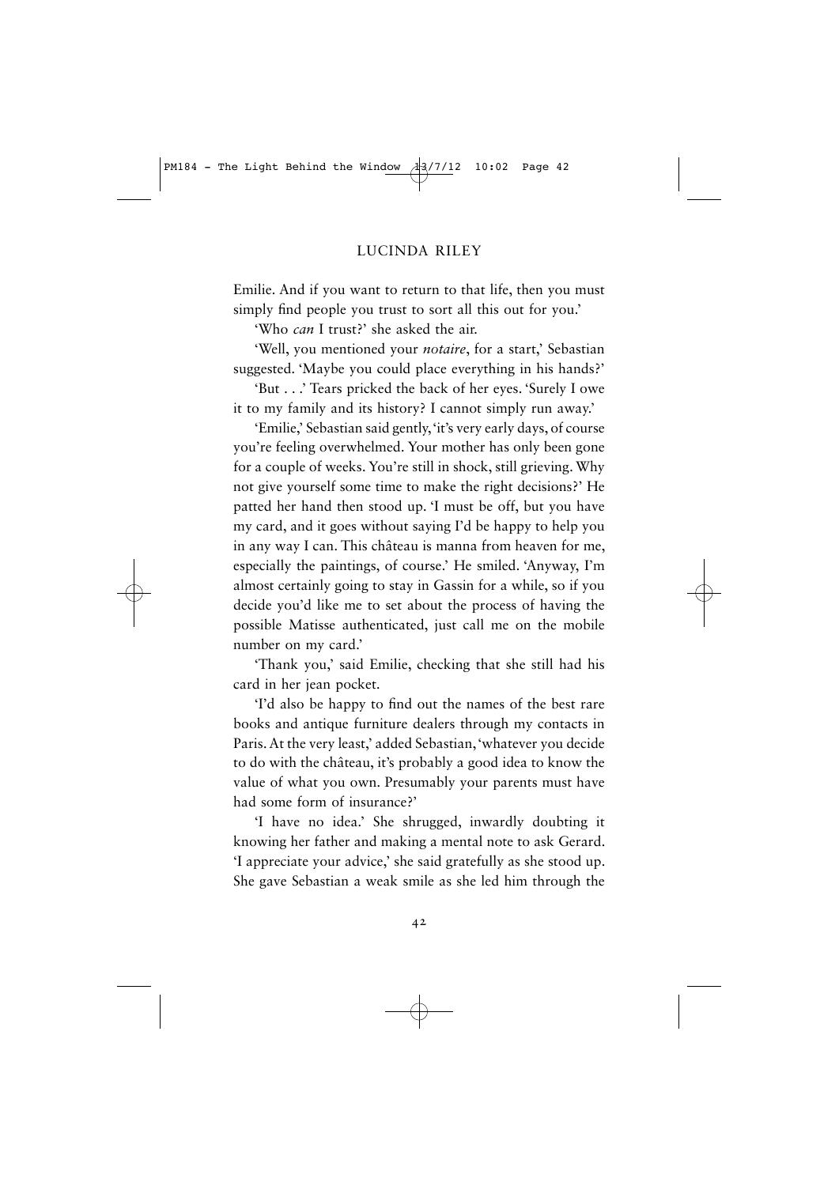Emilie. And if you want to return to that life, then you must simply find people you trust to sort all this out for you.'

'Who *can* I trust?' she asked the air.

'Well, you mentioned your *notaire*, for a start,' Sebastian suggested. 'Maybe you could place everything in his hands?'

'But . . .' Tears pricked the back of her eyes. 'Surely I owe it to my family and its history? I cannot simply run away.'

'Emilie,' Sebastian said gently, 'it's very early days, of course you're feeling overwhelmed. Your mother has only been gone for a couple of weeks. You're still in shock, still grieving. Why not give yourself some time to make the right decisions?' He patted her hand then stood up. 'I must be off, but you have my card, and it goes without saying I'd be happy to help you in any way I can. This château is manna from heaven for me, especially the paintings, of course.' He smiled. 'Anyway, I'm almost certainly going to stay in Gassin for a while, so if you decide you'd like me to set about the process of having the possible Matisse authenticated, just call me on the mobile number on my card.'

'Thank you,' said Emilie, checking that she still had his card in her jean pocket.

'I'd also be happy to find out the names of the best rare books and antique furniture dealers through my contacts in Paris. At the very least,' added Sebastian, 'whatever you decide to do with the château, it's probably a good idea to know the value of what you own. Presumably your parents must have had some form of insurance?'

'I have no idea.' She shrugged, inwardly doubting it knowing her father and making a mental note to ask Gerard. 'I appreciate your advice,' she said gratefully as she stood up. She gave Sebastian a weak smile as she led him through the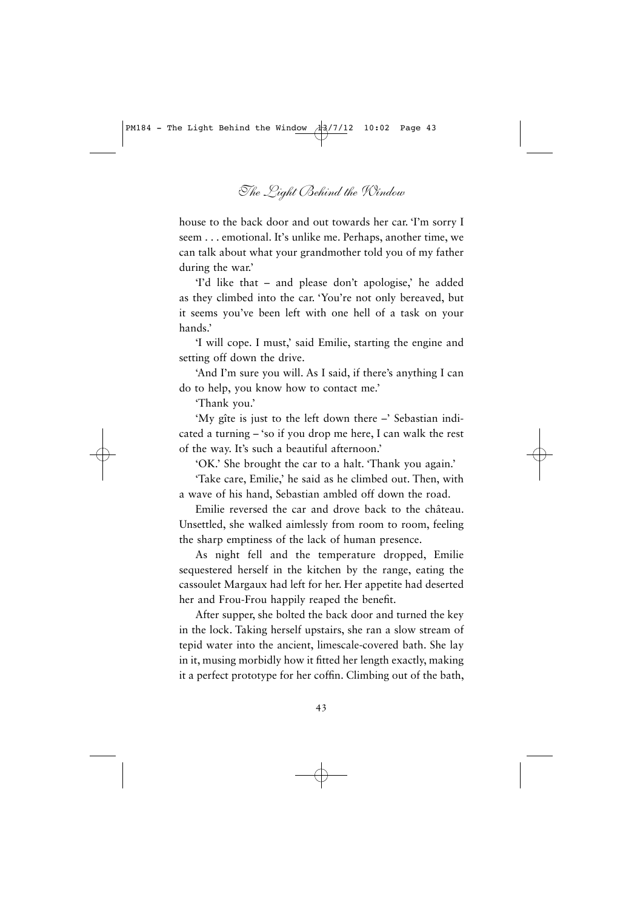house to the back door and out towards her car. 'I'm sorry I seem . . . emotional. It's unlike me. Perhaps, another time, we can talk about what your grandmother told you of my father during the war.'

'I'd like that – and please don't apologise,' he added as they climbed into the car. 'You're not only bereaved, but it seems you've been left with one hell of a task on your hands.'

'I will cope. I must,' said Emilie, starting the engine and setting off down the drive.

'And I'm sure you will. As I said, if there's anything I can do to help, you know how to contact me.'

'Thank you.'

'My gîte is just to the left down there –' Sebastian indicated a turning – 'so if you drop me here, I can walk the rest of the way. It's such a beautiful afternoon.'

'OK.' She brought the car to a halt. 'Thank you again.'

'Take care, Emilie,' he said as he climbed out. Then, with a wave of his hand, Sebastian ambled off down the road.

Emilie reversed the car and drove back to the château. Unsettled, she walked aimlessly from room to room, feeling the sharp emptiness of the lack of human presence.

As night fell and the temperature dropped, Emilie sequestered herself in the kitchen by the range, eating the cassoulet Margaux had left for her. Her appetite had deserted her and Frou-Frou happily reaped the benefit.

After supper, she bolted the back door and turned the key in the lock. Taking herself upstairs, she ran a slow stream of tepid water into the ancient, limescale-covered bath. She lay in it, musing morbidly how it fitted her length exactly, making it a perfect prototype for her coffin. Climbing out of the bath,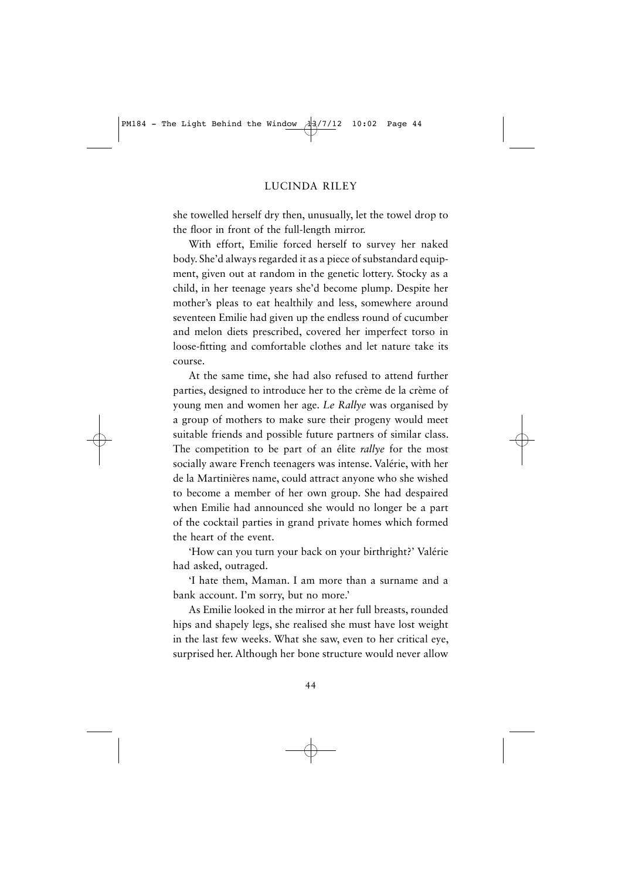she towelled herself dry then, unusually, let the towel drop to the floor in front of the full-length mirror.

With effort, Emilie forced herself to survey her naked body. She'd always regarded it as a piece of substandard equipment, given out at random in the genetic lottery. Stocky as a child, in her teenage years she'd become plump. Despite her mother's pleas to eat healthily and less, somewhere around seventeen Emilie had given up the endless round of cucumber and melon diets prescribed, covered her imperfect torso in loose-fitting and comfortable clothes and let nature take its course.

At the same time, she had also refused to attend further parties, designed to introduce her to the crème de la crème of young men and women her age. *Le Rallye* was organised by a group of mothers to make sure their progeny would meet suitable friends and possible future partners of similar class. The competition to be part of an élite *rallye* for the most socially aware French teenagers was intense. Valérie, with her de la Martinières name, could attract anyone who she wished to become a member of her own group. She had despaired when Emilie had announced she would no longer be a part of the cocktail parties in grand private homes which formed the heart of the event.

'How can you turn your back on your birthright?' Valérie had asked, outraged.

'I hate them, Maman. I am more than a surname and a bank account. I'm sorry, but no more.'

As Emilie looked in the mirror at her full breasts, rounded hips and shapely legs, she realised she must have lost weight in the last few weeks. What she saw, even to her critical eye, surprised her. Although her bone structure would never allow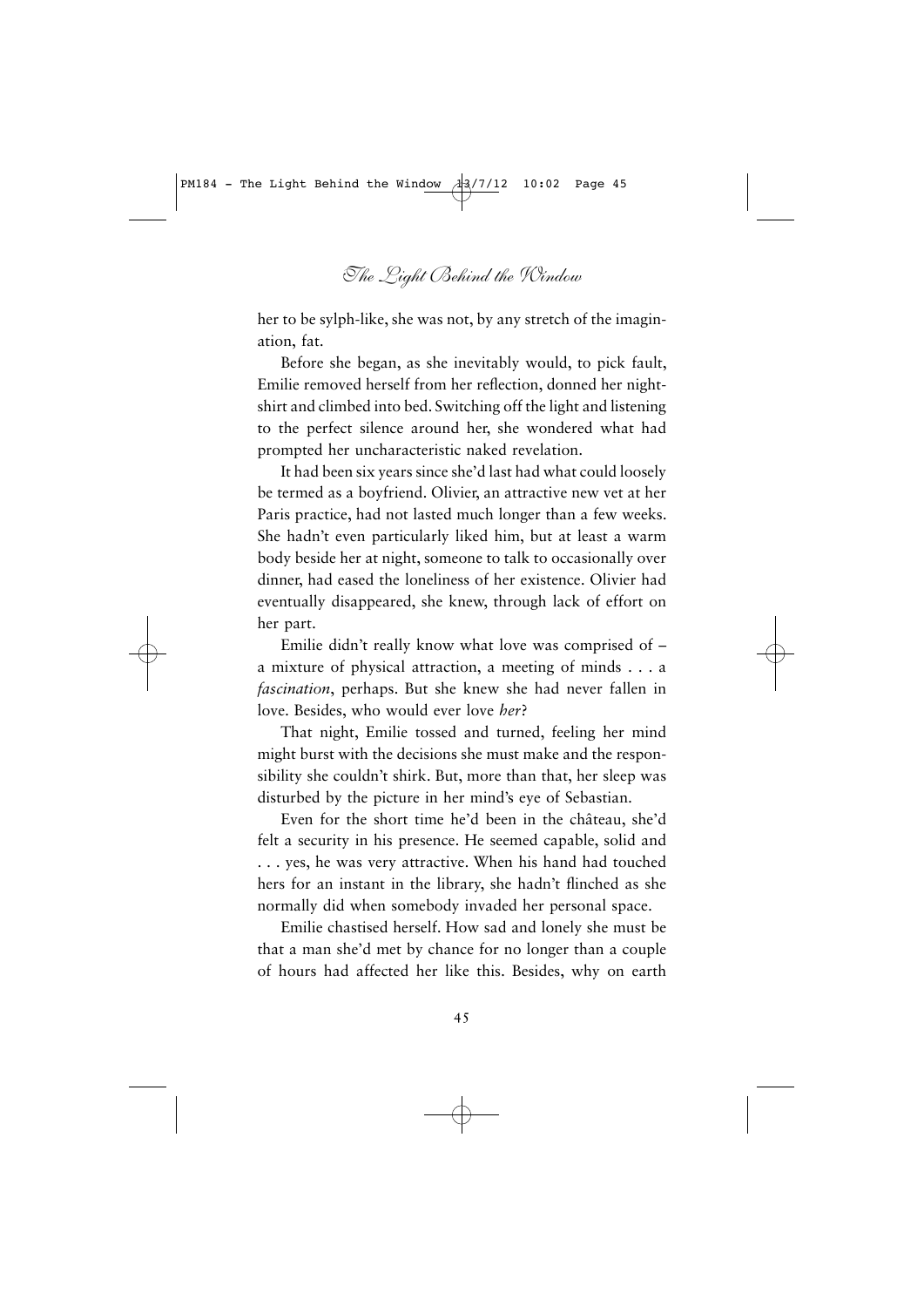her to be sylph-like, she was not, by any stretch of the imagination, fat.

Before she began, as she inevitably would, to pick fault, Emilie removed herself from her reflection, donned her nightshirt and climbed into bed. Switching off the light and listening to the perfect silence around her, she wondered what had prompted her uncharacteristic naked revelation.

It had been six years since she'd last had what could loosely be termed as a boyfriend. Olivier, an attractive new vet at her Paris practice, had not lasted much longer than a few weeks. She hadn't even particularly liked him, but at least a warm body beside her at night, someone to talk to occasionally over dinner, had eased the loneliness of her existence. Olivier had eventually disappeared, she knew, through lack of effort on her part.

Emilie didn't really know what love was comprised of – a mixture of physical attraction, a meeting of minds . . . a *fascination*, perhaps. But she knew she had never fallen in love. Besides, who would ever love *her*?

That night, Emilie tossed and turned, feeling her mind might burst with the decisions she must make and the responsibility she couldn't shirk. But, more than that, her sleep was disturbed by the picture in her mind's eye of Sebastian.

Even for the short time he'd been in the château, she'd felt a security in his presence. He seemed capable, solid and . . . yes, he was very attractive. When his hand had touched hers for an instant in the library, she hadn't flinched as she normally did when somebody invaded her personal space.

Emilie chastised herself. How sad and lonely she must be that a man she'd met by chance for no longer than a couple of hours had affected her like this. Besides, why on earth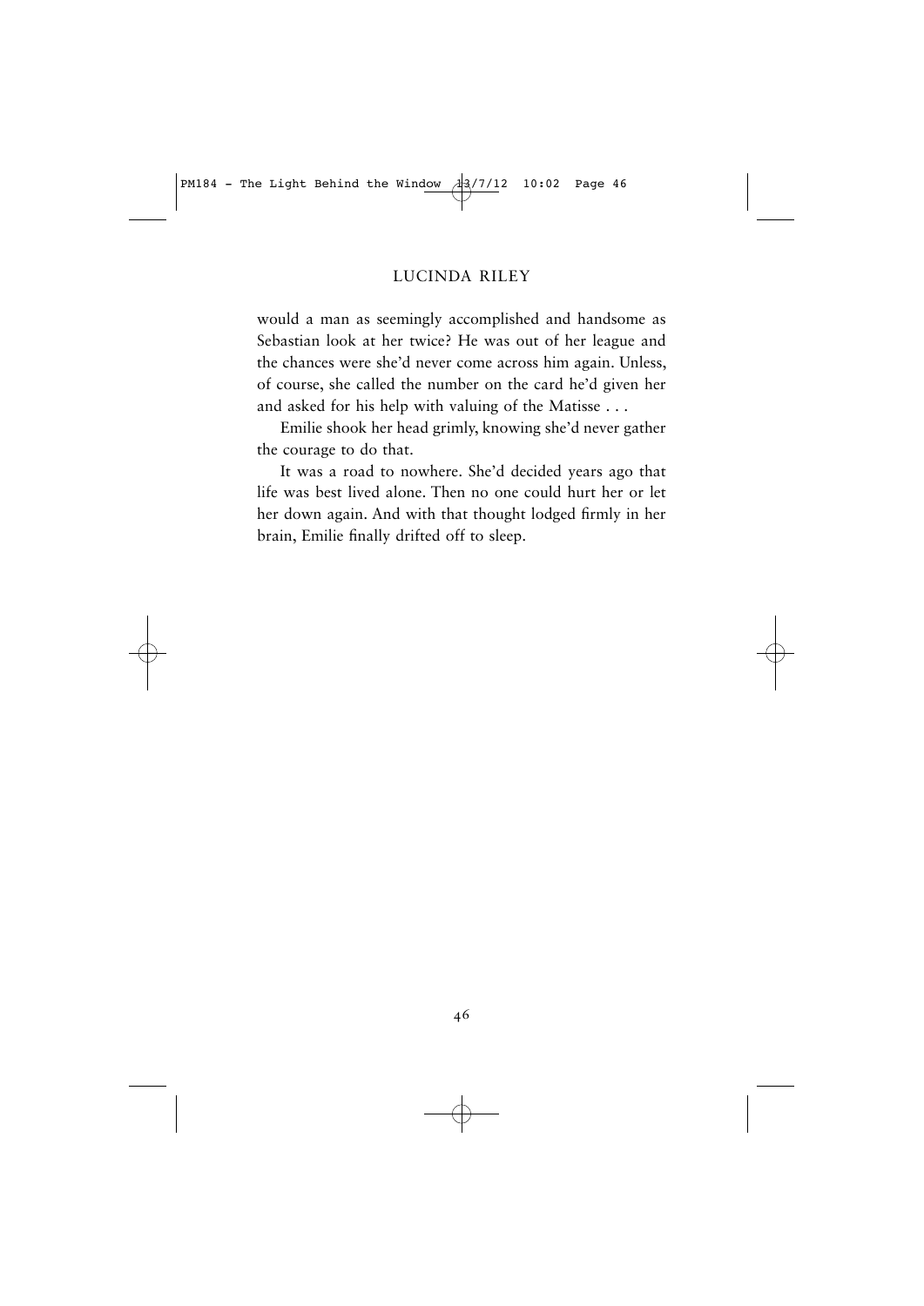would a man as seemingly accomplished and handsome as Sebastian look at her twice? He was out of her league and the chances were she'd never come across him again. Unless, of course, she called the number on the card he'd given her and asked for his help with valuing of the Matisse . . .

Emilie shook her head grimly, knowing she'd never gather the courage to do that.

It was a road to nowhere. She'd decided years ago that life was best lived alone. Then no one could hurt her or let her down again. And with that thought lodged firmly in her brain, Emilie finally drifted off to sleep.